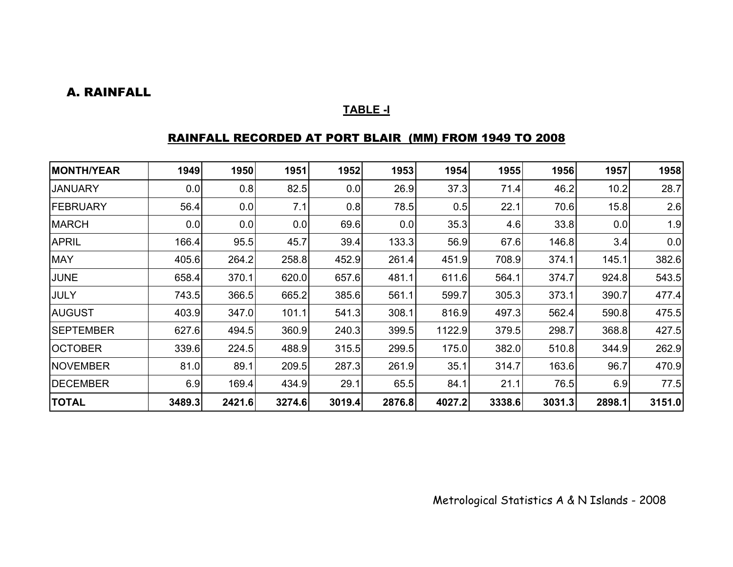## A. RAINFALL

**TABLE -I**

**RAINFALL RECORDED AT PORT BLAIR (MM) FROM 1949 TO 2008**

| MONTH/YEAR | 1949 | 1950 | 1951 | 1952 | 1953 | 1954 | 1955 | 1956 | 1957 | 1958 |
|---|---|---|---|---|---|---|---|---|---|---|
| JANUARY | 0.0 | 0.8 | 82.5 | 0.0 | 26.9 | 37.3 | 71.4 | 46.2 | 10.2 | 28.7 |
| FEBRUARY | 56.4 | 0.0 | 7.1 | 0.8 | 78.5 | 0.5 | 22.1 | 70.6 | 15.8 | 2.6 |
| MARCH | 0.0 | 0.0 | 0.0 | 69.6 | 0.0 | 35.3 | 4.6 | 33.8 | 0.0 | 1.9 |
| APRIL | 166.4 | 95.5 | 45.7 | 39.4 | 133.3 | 56.9 | 67.6 | 146.8 | 3.4 | 0.0 |
| MAY | 405.6 | 264.2 | 258.8 | 452.9 | 261.4 | 451.9 | 708.9 | 374.1 | 145.1 | 382.6 |
| JUNE | 658.4 | 370.1 | 620.0 | 657.6 | 481.1 | 611.6 | 564.1 | 374.7 | 924.8 | 543.5 |
| JULY | 743.5 | 366.5 | 665.2 | 385.6 | 561.1 | 599.7 | 305.3 | 373.1 | 390.7 | 477.4 |
| AUGUST | 403.9 | 347.0 | 101.1 | 541.3 | 308.1 | 816.9 | 497.3 | 562.4 | 590.8 | 475.5 |
| SEPTEMBER | 627.6 | 494.5 | 360.9 | 240.3 | 399.5 | 1122.9 | 379.5 | 298.7 | 368.8 | 427.5 |
| OCTOBER | 339.6 | 224.5 | 488.9 | 315.5 | 299.5 | 175.0 | 382.0 | 510.8 | 344.9 | 262.9 |
| NOVEMBER | 81.0 | 89.1 | 209.5 | 287.3 | 261.9 | 35.1 | 314.7 | 163.6 | 96.7 | 470.9 |
| DECEMBER | 6.9 | 169.4 | 434.9 | 29.1 | 65.5 | 84.1 | 21.1 | 76.5 | 6.9 | 77.5 |
| **TOTAL** | **3489.3** | **2421.6** | **3274.6** | **3019.4** | **2876.8** | **4027.2** | **3338.6** | **3031.3** | **2898.1** | **3151.0** |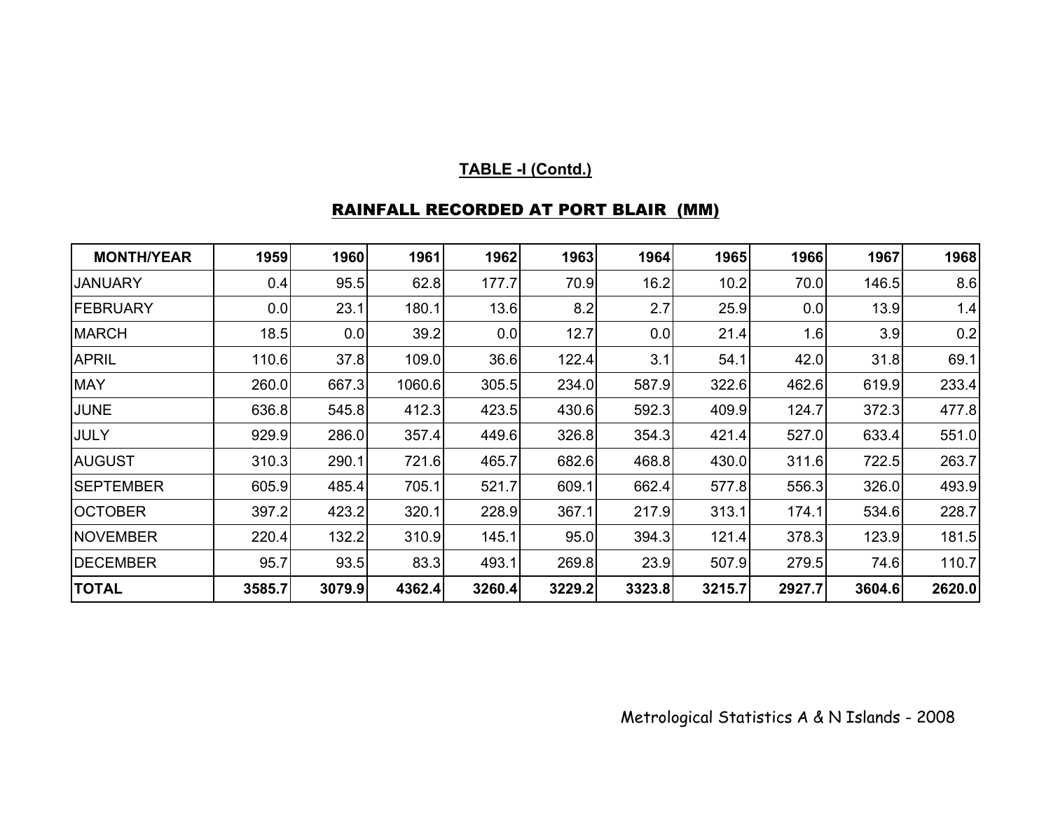## TABLE -I (Contd.)

## RAINFALL RECORDED AT PORT BLAIR (MM)

| MONTH/YEAR | 1959 | 1960 | 1961 | 1962 | 1963 | 1964 | 1965 | 1966 | 1967 | 1968 |
|---|---|---|---|---|---|---|---|---|---|---|
| JANUARY | 0.4 | 95.5 | 62.8 | 177.7 | 70.9 | 16.2 | 10.2 | 70.0 | 146.5 | 8.6 |
| FEBRUARY | 0.0 | 23.1 | 180.1 | 13.6 | 8.2 | 2.7 | 25.9 | 0.0 | 13.9 | 1.4 |
| MARCH | 18.5 | 0.0 | 39.2 | 0.0 | 12.7 | 0.0 | 21.4 | 1.6 | 3.9 | 0.2 |
| APRIL | 110.6 | 37.8 | 109.0 | 36.6 | 122.4 | 3.1 | 54.1 | 42.0 | 31.8 | 69.1 |
| MAY | 260.0 | 667.3 | 1060.6 | 305.5 | 234.0 | 587.9 | 322.6 | 462.6 | 619.9 | 233.4 |
| JUNE | 636.8 | 545.8 | 412.3 | 423.5 | 430.6 | 592.3 | 409.9 | 124.7 | 372.3 | 477.8 |
| JULY | 929.9 | 286.0 | 357.4 | 449.6 | 326.8 | 354.3 | 421.4 | 527.0 | 633.4 | 551.0 |
| AUGUST | 310.3 | 290.1 | 721.6 | 465.7 | 682.6 | 468.8 | 430.0 | 311.6 | 722.5 | 263.7 |
| SEPTEMBER | 605.9 | 485.4 | 705.1 | 521.7 | 609.1 | 662.4 | 577.8 | 556.3 | 326.0 | 493.9 |
| OCTOBER | 397.2 | 423.2 | 320.1 | 228.9 | 367.1 | 217.9 | 313.1 | 174.1 | 534.6 | 228.7 |
| NOVEMBER | 220.4 | 132.2 | 310.9 | 145.1 | 95.0 | 394.3 | 121.4 | 378.3 | 123.9 | 181.5 |
| DECEMBER | 95.7 | 93.5 | 83.3 | 493.1 | 269.8 | 23.9 | 507.9 | 279.5 | 74.6 | 110.7 |
| **TOTAL** | **3585.7** | **3079.9** | **4362.4** | **3260.4** | **3229.2** | **3323.8** | **3215.7** | **2927.7** | **3604.6** | **2620.0** |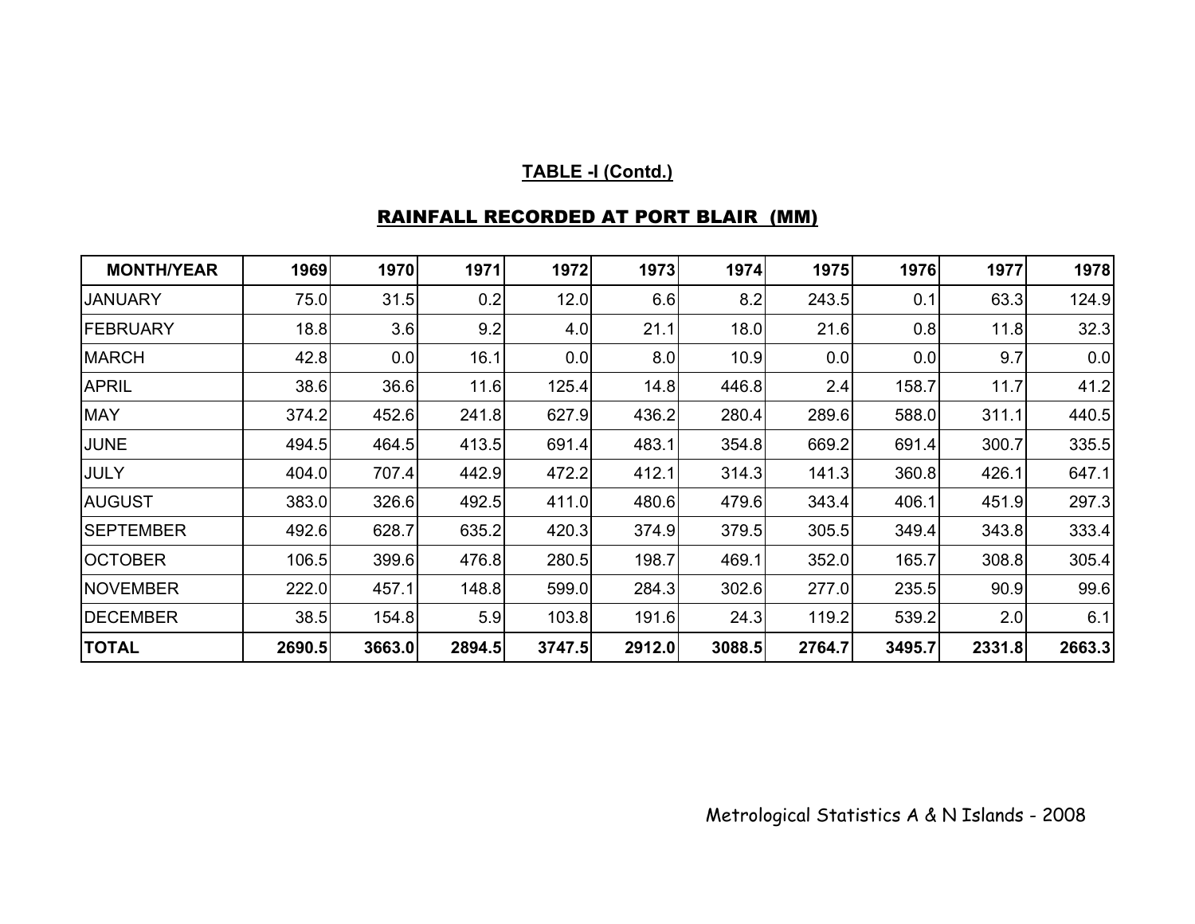**TABLE -I (Contd.)**

## RAINFALL RECORDED AT PORT BLAIR (MM)

| MONTH/YEAR | 1969 | 1970 | 1971 | 1972 | 1973 | 1974 | 1975 | 1976 | 1977 | 1978 |
|---|---|---|---|---|---|---|---|---|---|---|
| JANUARY | 75.0 | 31.5 | 0.2 | 12.0 | 6.6 | 8.2 | 243.5 | 0.1 | 63.3 | 124.9 |
| FEBRUARY | 18.8 | 3.6 | 9.2 | 4.0 | 21.1 | 18.0 | 21.6 | 0.8 | 11.8 | 32.3 |
| MARCH | 42.8 | 0.0 | 16.1 | 0.0 | 8.0 | 10.9 | 0.0 | 0.0 | 9.7 | 0.0 |
| APRIL | 38.6 | 36.6 | 11.6 | 125.4 | 14.8 | 446.8 | 2.4 | 158.7 | 11.7 | 41.2 |
| MAY | 374.2 | 452.6 | 241.8 | 627.9 | 436.2 | 280.4 | 289.6 | 588.0 | 311.1 | 440.5 |
| JUNE | 494.5 | 464.5 | 413.5 | 691.4 | 483.1 | 354.8 | 669.2 | 691.4 | 300.7 | 335.5 |
| JULY | 404.0 | 707.4 | 442.9 | 472.2 | 412.1 | 314.3 | 141.3 | 360.8 | 426.1 | 647.1 |
| AUGUST | 383.0 | 326.6 | 492.5 | 411.0 | 480.6 | 479.6 | 343.4 | 406.1 | 451.9 | 297.3 |
| SEPTEMBER | 492.6 | 628.7 | 635.2 | 420.3 | 374.9 | 379.5 | 305.5 | 349.4 | 343.8 | 333.4 |
| OCTOBER | 106.5 | 399.6 | 476.8 | 280.5 | 198.7 | 469.1 | 352.0 | 165.7 | 308.8 | 305.4 |
| NOVEMBER | 222.0 | 457.1 | 148.8 | 599.0 | 284.3 | 302.6 | 277.0 | 235.5 | 90.9 | 99.6 |
| DECEMBER | 38.5 | 154.8 | 5.9 | 103.8 | 191.6 | 24.3 | 119.2 | 539.2 | 2.0 | 6.1 |
| **TOTAL** | **2690.5** | **3663.0** | **2894.5** | **3747.5** | **2912.0** | **3088.5** | **2764.7** | **3495.7** | **2331.8** | **2663.3** |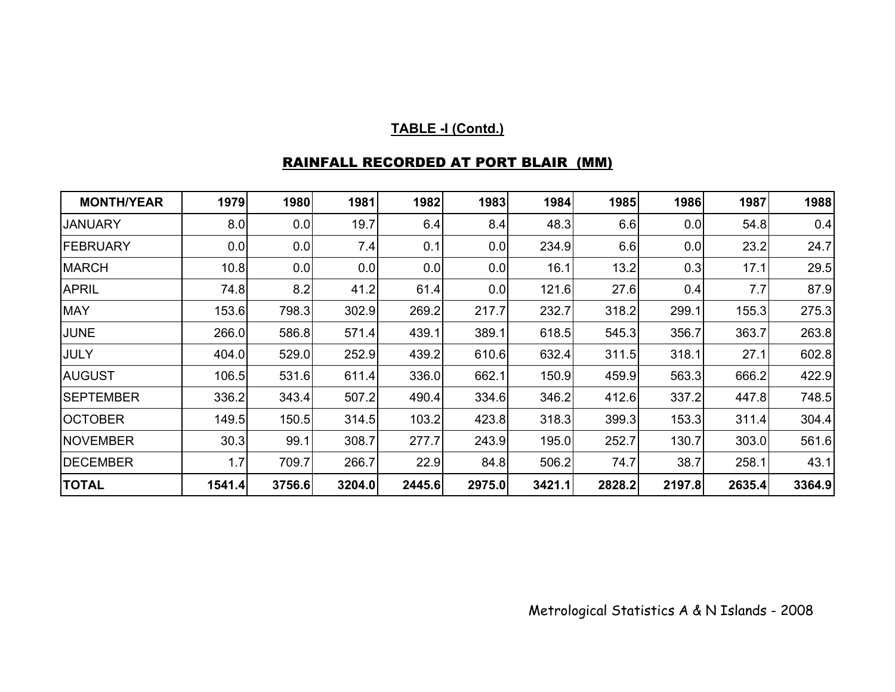**TABLE -I (Contd.)**

**RAINFALL RECORDED AT PORT BLAIR (MM)**

| MONTH/YEAR | 1979 | 1980 | 1981 | 1982 | 1983 | 1984 | 1985 | 1986 | 1987 | 1988 |
|---|---|---|---|---|---|---|---|---|---|---|
| JANUARY | 8.0 | 0.0 | 19.7 | 6.4 | 8.4 | 48.3 | 6.6 | 0.0 | 54.8 | 0.4 |
| FEBRUARY | 0.0 | 0.0 | 7.4 | 0.1 | 0.0 | 234.9 | 6.6 | 0.0 | 23.2 | 24.7 |
| MARCH | 10.8 | 0.0 | 0.0 | 0.0 | 0.0 | 16.1 | 13.2 | 0.3 | 17.1 | 29.5 |
| APRIL | 74.8 | 8.2 | 41.2 | 61.4 | 0.0 | 121.6 | 27.6 | 0.4 | 7.7 | 87.9 |
| MAY | 153.6 | 798.3 | 302.9 | 269.2 | 217.7 | 232.7 | 318.2 | 299.1 | 155.3 | 275.3 |
| JUNE | 266.0 | 586.8 | 571.4 | 439.1 | 389.1 | 618.5 | 545.3 | 356.7 | 363.7 | 263.8 |
| JULY | 404.0 | 529.0 | 252.9 | 439.2 | 610.6 | 632.4 | 311.5 | 318.1 | 27.1 | 602.8 |
| AUGUST | 106.5 | 531.6 | 611.4 | 336.0 | 662.1 | 150.9 | 459.9 | 563.3 | 666.2 | 422.9 |
| SEPTEMBER | 336.2 | 343.4 | 507.2 | 490.4 | 334.6 | 346.2 | 412.6 | 337.2 | 447.8 | 748.5 |
| OCTOBER | 149.5 | 150.5 | 314.5 | 103.2 | 423.8 | 318.3 | 399.3 | 153.3 | 311.4 | 304.4 |
| NOVEMBER | 30.3 | 99.1 | 308.7 | 277.7 | 243.9 | 195.0 | 252.7 | 130.7 | 303.0 | 561.6 |
| DECEMBER | 1.7 | 709.7 | 266.7 | 22.9 | 84.8 | 506.2 | 74.7 | 38.7 | 258.1 | 43.1 |
| **TOTAL** | **1541.4** | **3756.6** | **3204.0** | **2445.6** | **2975.0** | **3421.1** | **2828.2** | **2197.8** | **2635.4** | **3364.9** |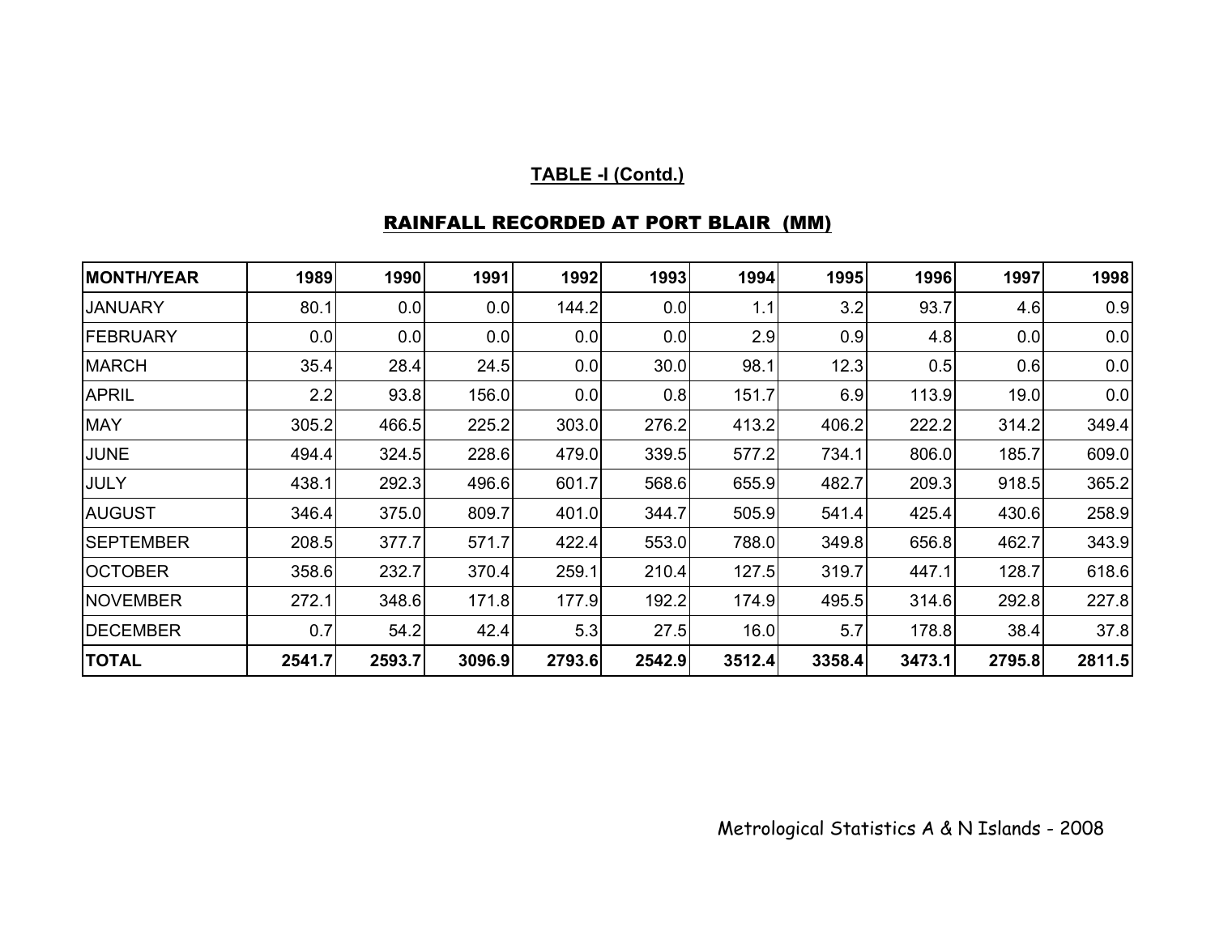**TABLE -I (Contd.)**

**RAINFALL RECORDED AT PORT BLAIR (MM)**

| MONTH/YEAR | 1989 | 1990 | 1991 | 1992 | 1993 | 1994 | 1995 | 1996 | 1997 | 1998 |
|---|---|---|---|---|---|---|---|---|---|---|
| JANUARY | 80.1 | 0.0 | 0.0 | 144.2 | 0.0 | 1.1 | 3.2 | 93.7 | 4.6 | 0.9 |
| FEBRUARY | 0.0 | 0.0 | 0.0 | 0.0 | 0.0 | 2.9 | 0.9 | 4.8 | 0.0 | 0.0 |
| MARCH | 35.4 | 28.4 | 24.5 | 0.0 | 30.0 | 98.1 | 12.3 | 0.5 | 0.6 | 0.0 |
| APRIL | 2.2 | 93.8 | 156.0 | 0.0 | 0.8 | 151.7 | 6.9 | 113.9 | 19.0 | 0.0 |
| MAY | 305.2 | 466.5 | 225.2 | 303.0 | 276.2 | 413.2 | 406.2 | 222.2 | 314.2 | 349.4 |
| JUNE | 494.4 | 324.5 | 228.6 | 479.0 | 339.5 | 577.2 | 734.1 | 806.0 | 185.7 | 609.0 |
| JULY | 438.1 | 292.3 | 496.6 | 601.7 | 568.6 | 655.9 | 482.7 | 209.3 | 918.5 | 365.2 |
| AUGUST | 346.4 | 375.0 | 809.7 | 401.0 | 344.7 | 505.9 | 541.4 | 425.4 | 430.6 | 258.9 |
| SEPTEMBER | 208.5 | 377.7 | 571.7 | 422.4 | 553.0 | 788.0 | 349.8 | 656.8 | 462.7 | 343.9 |
| OCTOBER | 358.6 | 232.7 | 370.4 | 259.1 | 210.4 | 127.5 | 319.7 | 447.1 | 128.7 | 618.6 |
| NOVEMBER | 272.1 | 348.6 | 171.8 | 177.9 | 192.2 | 174.9 | 495.5 | 314.6 | 292.8 | 227.8 |
| DECEMBER | 0.7 | 54.2 | 42.4 | 5.3 | 27.5 | 16.0 | 5.7 | 178.8 | 38.4 | 37.8 |
| **TOTAL** | **2541.7** | **2593.7** | **3096.9** | **2793.6** | **2542.9** | **3512.4** | **3358.4** | **3473.1** | **2795.8** | **2811.5** |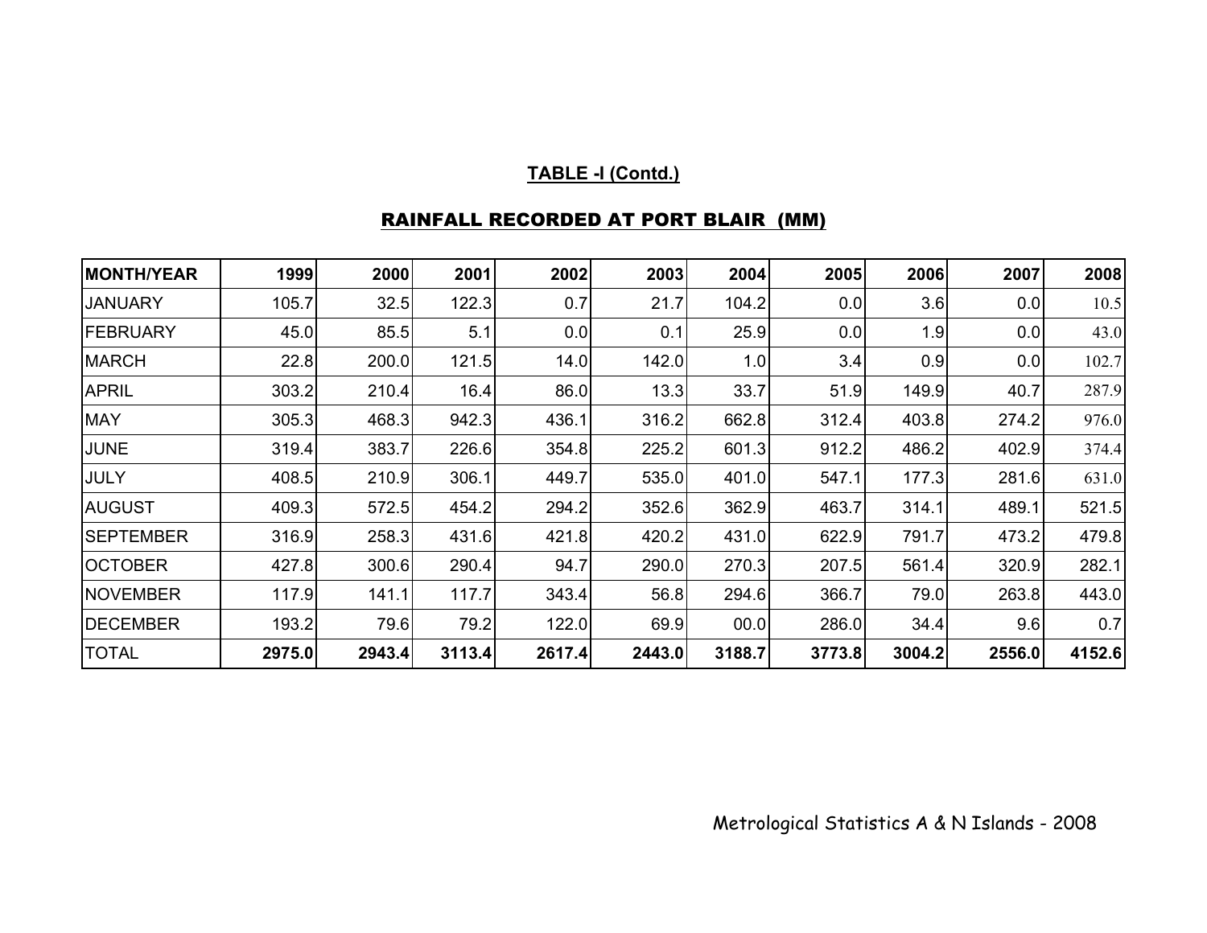**TABLE -I (Contd.)**

**RAINFALL RECORDED AT PORT BLAIR (MM)**

| MONTH/YEAR | 1999 | 2000 | 2001 | 2002 | 2003 | 2004 | 2005 | 2006 | 2007 | 2008 |
|---|---|---|---|---|---|---|---|---|---|---|
| JANUARY | 105.7 | 32.5 | 122.3 | 0.7 | 21.7 | 104.2 | 0.0 | 3.6 | 0.0 | 10.5 |
| FEBRUARY | 45.0 | 85.5 | 5.1 | 0.0 | 0.1 | 25.9 | 0.0 | 1.9 | 0.0 | 43.0 |
| MARCH | 22.8 | 200.0 | 121.5 | 14.0 | 142.0 | 1.0 | 3.4 | 0.9 | 0.0 | 102.7 |
| APRIL | 303.2 | 210.4 | 16.4 | 86.0 | 13.3 | 33.7 | 51.9 | 149.9 | 40.7 | 287.9 |
| MAY | 305.3 | 468.3 | 942.3 | 436.1 | 316.2 | 662.8 | 312.4 | 403.8 | 274.2 | 976.0 |
| JUNE | 319.4 | 383.7 | 226.6 | 354.8 | 225.2 | 601.3 | 912.2 | 486.2 | 402.9 | 374.4 |
| JULY | 408.5 | 210.9 | 306.1 | 449.7 | 535.0 | 401.0 | 547.1 | 177.3 | 281.6 | 631.0 |
| AUGUST | 409.3 | 572.5 | 454.2 | 294.2 | 352.6 | 362.9 | 463.7 | 314.1 | 489.1 | 521.5 |
| SEPTEMBER | 316.9 | 258.3 | 431.6 | 421.8 | 420.2 | 431.0 | 622.9 | 791.7 | 473.2 | 479.8 |
| OCTOBER | 427.8 | 300.6 | 290.4 | 94.7 | 290.0 | 270.3 | 207.5 | 561.4 | 320.9 | 282.1 |
| NOVEMBER | 117.9 | 141.1 | 117.7 | 343.4 | 56.8 | 294.6 | 366.7 | 79.0 | 263.8 | 443.0 |
| DECEMBER | 193.2 | 79.6 | 79.2 | 122.0 | 69.9 | 00.0 | 286.0 | 34.4 | 9.6 | 0.7 |
| TOTAL | **2975.0** | **2943.4** | **3113.4** | **2617.4** | **2443.0** | **3188.7** | **3773.8** | **3004.2** | **2556.0** | **4152.6** |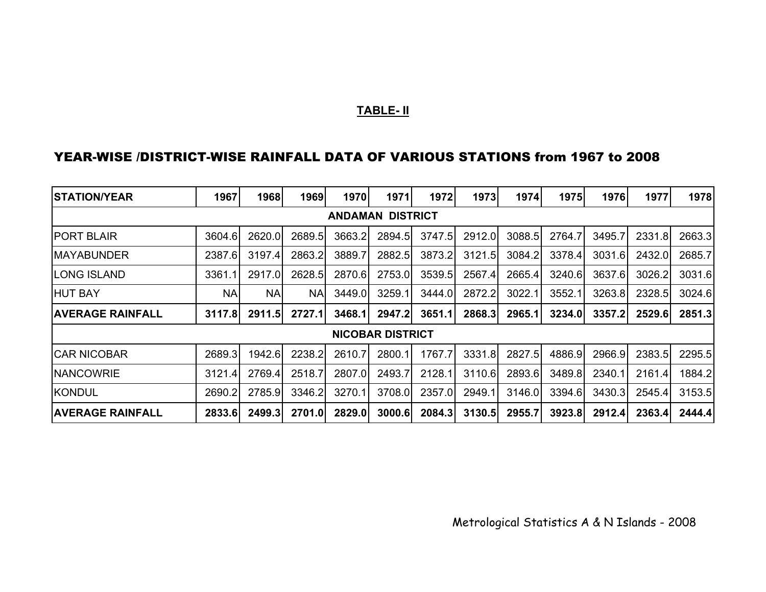**TABLE- II**

## YEAR-WISE /DISTRICT-WISE RAINFALL DATA OF VARIOUS STATIONS from 1967 to 2008

| STATION/YEAR | 1967 | 1968 | 1969 | 1970 | 1971 | 1972 | 1973 | 1974 | 1975 | 1976 | 1977 | 1978 |
|---|---|---|---|---|---|---|---|---|---|---|---|---|
| **ANDAMAN DISTRICT** | | | | | | | | | | | | |
| PORT BLAIR | 3604.6 | 2620.0 | 2689.5 | 3663.2 | 2894.5 | 3747.5 | 2912.0 | 3088.5 | 2764.7 | 3495.7 | 2331.8 | 2663.3 |
| MAYABUNDER | 2387.6 | 3197.4 | 2863.2 | 3889.7 | 2882.5 | 3873.2 | 3121.5 | 3084.2 | 3378.4 | 3031.6 | 2432.0 | 2685.7 |
| LONG ISLAND | 3361.1 | 2917.0 | 2628.5 | 2870.6 | 2753.0 | 3539.5 | 2567.4 | 2665.4 | 3240.6 | 3637.6 | 3026.2 | 3031.6 |
| HUT BAY | NA | NA | NA | 3449.0 | 3259.1 | 3444.0 | 2872.2 | 3022.1 | 3552.1 | 3263.8 | 2328.5 | 3024.6 |
| **AVERAGE RAINFALL** | **3117.8** | **2911.5** | **2727.1** | **3468.1** | **2947.2** | **3651.1** | **2868.3** | **2965.1** | **3234.0** | **3357.2** | **2529.6** | **2851.3** |
| **NICOBAR DISTRICT** | | | | | | | | | | | | |
| CAR NICOBAR | 2689.3 | 1942.6 | 2238.2 | 2610.7 | 2800.1 | 1767.7 | 3331.8 | 2827.5 | 4886.9 | 2966.9 | 2383.5 | 2295.5 |
| NANCOWRIE | 3121.4 | 2769.4 | 2518.7 | 2807.0 | 2493.7 | 2128.1 | 3110.6 | 2893.6 | 3489.8 | 2340.1 | 2161.4 | 1884.2 |
| KONDUL | 2690.2 | 2785.9 | 3346.2 | 3270.1 | 3708.0 | 2357.0 | 2949.1 | 3146.0 | 3394.6 | 3430.3 | 2545.4 | 3153.5 |
| **AVERAGE RAINFALL** | **2833.6** | **2499.3** | **2701.0** | **2829.0** | **3000.6** | **2084.3** | **3130.5** | **2955.7** | **3923.8** | **2912.4** | **2363.4** | **2444.4** |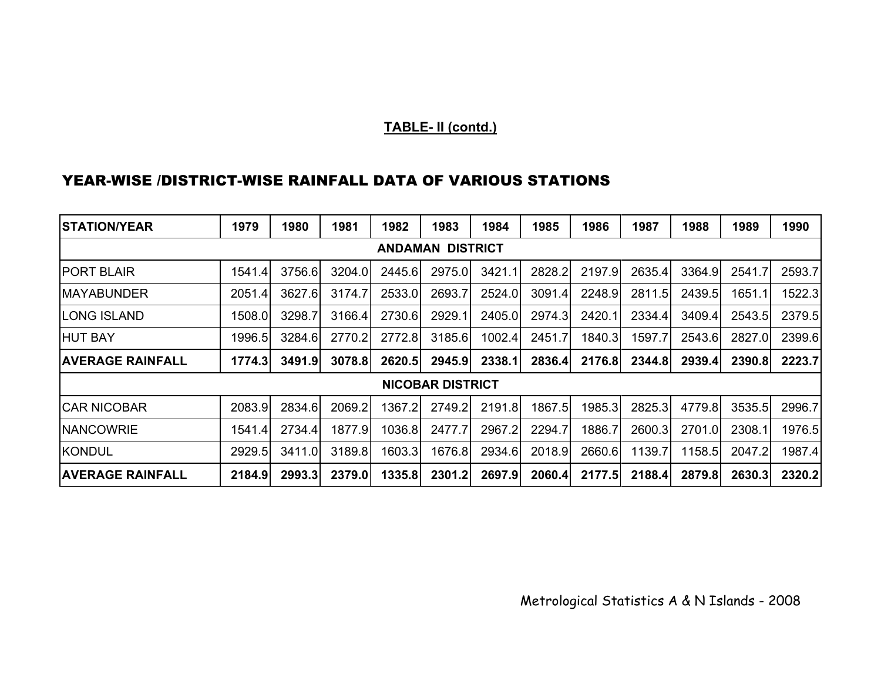**TABLE- II (contd.)**

## YEAR-WISE /DISTRICT-WISE RAINFALL DATA OF VARIOUS STATIONS

| STATION/YEAR | 1979 | 1980 | 1981 | 1982 | 1983 | 1984 | 1985 | 1986 | 1987 | 1988 | 1989 | 1990 |
|---|---|---|---|---|---|---|---|---|---|---|---|---|
| **ANDAMAN DISTRICT** | | | | | | | | | | | | |
| PORT BLAIR | 1541.4 | 3756.6 | 3204.0 | 2445.6 | 2975.0 | 3421.1 | 2828.2 | 2197.9 | 2635.4 | 3364.9 | 2541.7 | 2593.7 |
| MAYABUNDER | 2051.4 | 3627.6 | 3174.7 | 2533.0 | 2693.7 | 2524.0 | 3091.4 | 2248.9 | 2811.5 | 2439.5 | 1651.1 | 1522.3 |
| LONG ISLAND | 1508.0 | 3298.7 | 3166.4 | 2730.6 | 2929.1 | 2405.0 | 2974.3 | 2420.1 | 2334.4 | 3409.4 | 2543.5 | 2379.5 |
| HUT BAY | 1996.5 | 3284.6 | 2770.2 | 2772.8 | 3185.6 | 1002.4 | 2451.7 | 1840.3 | 1597.7 | 2543.6 | 2827.0 | 2399.6 |
| **AVERAGE RAINFALL** | **1774.3** | **3491.9** | **3078.8** | **2620.5** | **2945.9** | **2338.1** | **2836.4** | **2176.8** | **2344.8** | **2939.4** | **2390.8** | **2223.7** |
| **NICOBAR DISTRICT** | | | | | | | | | | | | |
| CAR NICOBAR | 2083.9 | 2834.6 | 2069.2 | 1367.2 | 2749.2 | 2191.8 | 1867.5 | 1985.3 | 2825.3 | 4779.8 | 3535.5 | 2996.7 |
| NANCOWRIE | 1541.4 | 2734.4 | 1877.9 | 1036.8 | 2477.7 | 2967.2 | 2294.7 | 1886.7 | 2600.3 | 2701.0 | 2308.1 | 1976.5 |
| KONDUL | 2929.5 | 3411.0 | 3189.8 | 1603.3 | 1676.8 | 2934.6 | 2018.9 | 2660.6 | 1139.7 | 1158.5 | 2047.2 | 1987.4 |
| **AVERAGE RAINFALL** | **2184.9** | **2993.3** | **2379.0** | **1335.8** | **2301.2** | **2697.9** | **2060.4** | **2177.5** | **2188.4** | **2879.8** | **2630.3** | **2320.2** |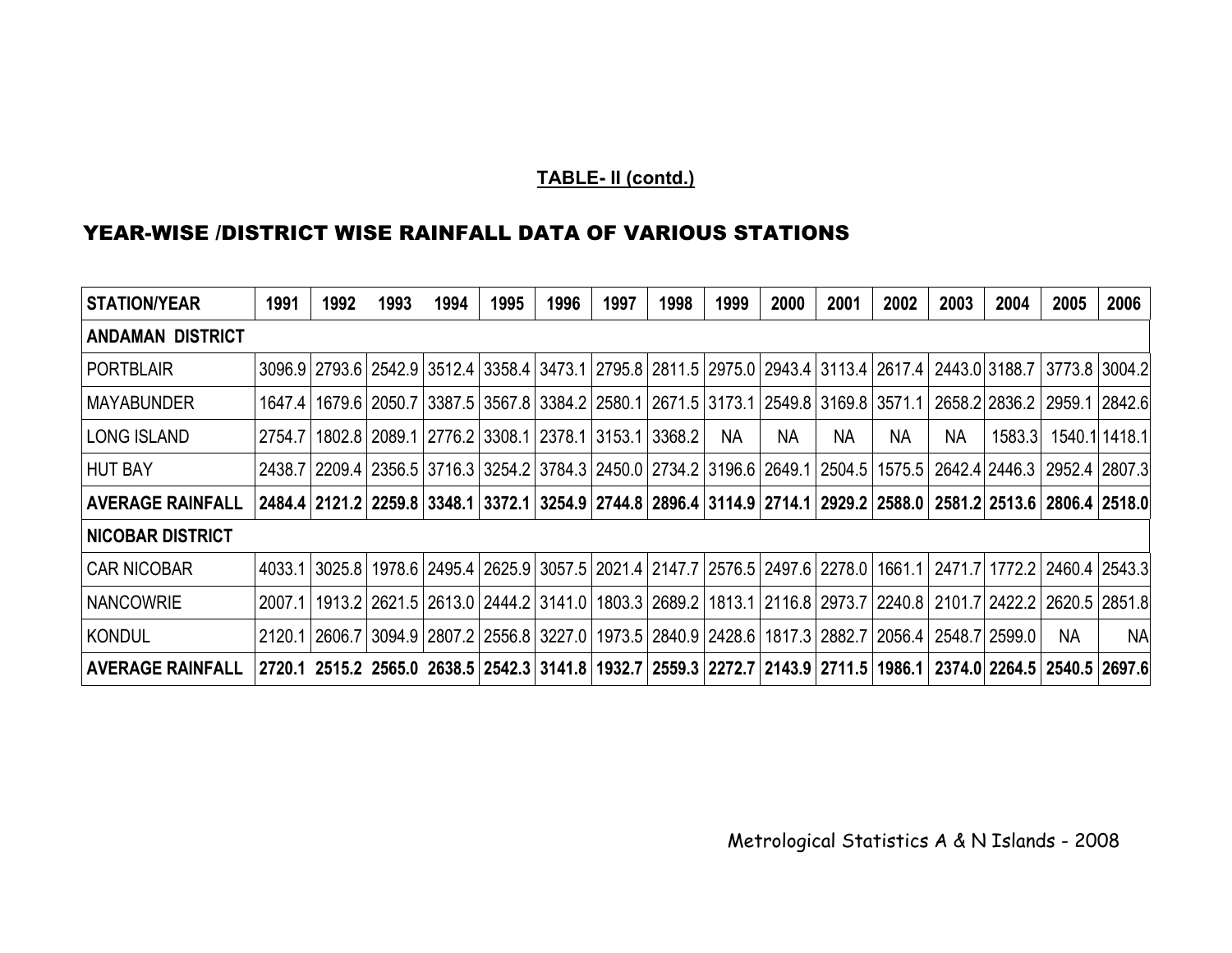**TABLE- II (contd.)**

## YEAR-WISE /DISTRICT WISE RAINFALL DATA OF VARIOUS STATIONS

| STATION/YEAR | 1991 | 1992 | 1993 | 1994 | 1995 | 1996 | 1997 | 1998 | 1999 | 2000 | 2001 | 2002 | 2003 | 2004 | 2005 | 2006 |
|---|---|---|---|---|---|---|---|---|---|---|---|---|---|---|---|---|
| **ANDAMAN DISTRICT** | | | | | | | | | | | | | | | | |
| PORTBLAIR | 3096.9 | 2793.6 | 2542.9 | 3512.4 | 3358.4 | 3473.1 | 2795.8 | 2811.5 | 2975.0 | 2943.4 | 3113.4 | 2617.4 | 2443.0 | 3188.7 | 3773.8 | 3004.2 |
| MAYABUNDER | 1647.4 | 1679.6 | 2050.7 | 3387.5 | 3567.8 | 3384.2 | 2580.1 | 2671.5 | 3173.1 | 2549.8 | 3169.8 | 3571.1 | 2658.2 | 2836.2 | 2959.1 | 2842.6 |
| LONG ISLAND | 2754.7 | 1802.8 | 2089.1 | 2776.2 | 3308.1 | 2378.1 | 3153.1 | 3368.2 | NA | NA | NA | NA | NA | 1583.3 | 1540.1 | 1418.1 |
| HUT BAY | 2438.7 | 2209.4 | 2356.5 | 3716.3 | 3254.2 | 3784.3 | 2450.0 | 2734.2 | 3196.6 | 2649.1 | 2504.5 | 1575.5 | 2642.4 | 2446.3 | 2952.4 | 2807.3 |
| **AVERAGE RAINFALL** | **2484.4** | **2121.2** | **2259.8** | **3348.1** | **3372.1** | **3254.9** | **2744.8** | **2896.4** | **3114.9** | **2714.1** | **2929.2** | **2588.0** | **2581.2** | **2513.6** | **2806.4** | **2518.0** |
| **NICOBAR DISTRICT** | | | | | | | | | | | | | | | | |
| CAR NICOBAR | 4033.1 | 3025.8 | 1978.6 | 2495.4 | 2625.9 | 3057.5 | 2021.4 | 2147.7 | 2576.5 | 2497.6 | 2278.0 | 1661.1 | 2471.7 | 1772.2 | 2460.4 | 2543.3 |
| NANCOWRIE | 2007.1 | 1913.2 | 2621.5 | 2613.0 | 2444.2 | 3141.0 | 1803.3 | 2689.2 | 1813.1 | 2116.8 | 2973.7 | 2240.8 | 2101.7 | 2422.2 | 2620.5 | 2851.8 |
| KONDUL | 2120.1 | 2606.7 | 3094.9 | 2807.2 | 2556.8 | 3227.0 | 1973.5 | 2840.9 | 2428.6 | 1817.3 | 2882.7 | 2056.4 | 2548.7 | 2599.0 | NA | NA |
| **AVERAGE RAINFALL** | **2720.1** | **2515.2** | **2565.0** | **2638.5** | **2542.3** | **3141.8** | **1932.7** | **2559.3** | **2272.7** | **2143.9** | **2711.5** | **1986.1** | **2374.0** | **2264.5** | **2540.5** | **2697.6** |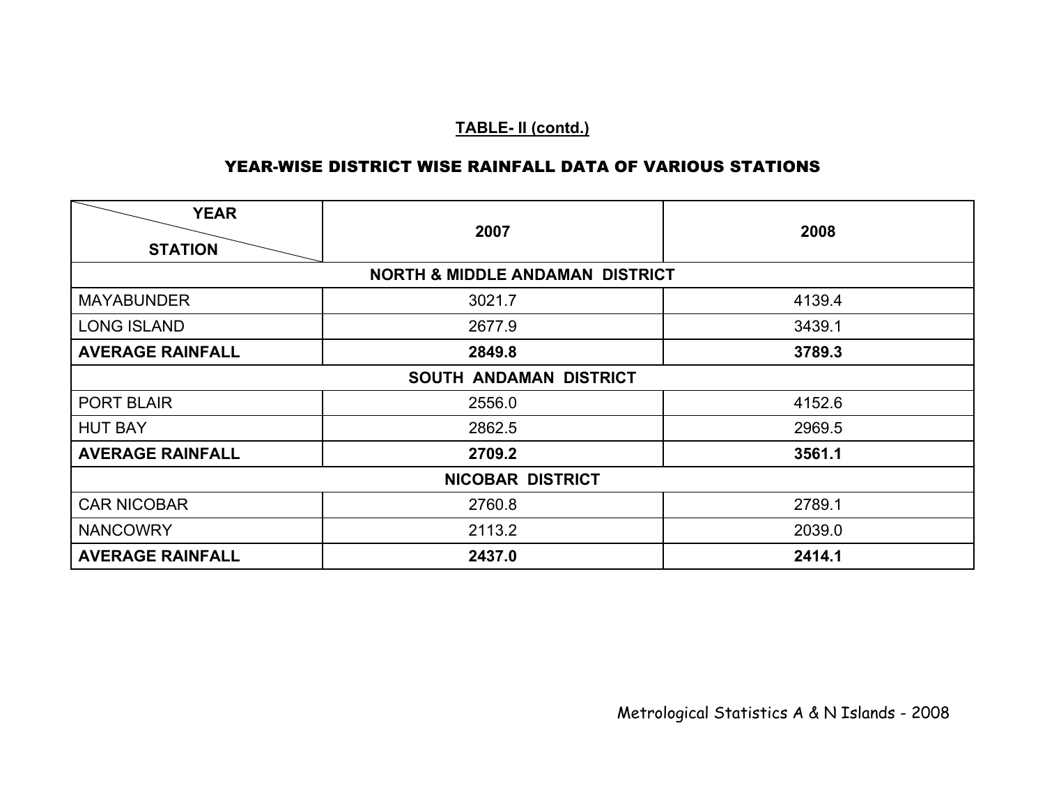**TABLE- II (contd.)**

## YEAR-WISE DISTRICT WISE RAINFALL DATA OF VARIOUS STATIONS

| YEAR / STATION | 2007 | 2008 |
|---|---|---|
| **NORTH & MIDDLE ANDAMAN DISTRICT** | | |
| MAYABUNDER | 3021.7 | 4139.4 |
| LONG ISLAND | 2677.9 | 3439.1 |
| **AVERAGE RAINFALL** | **2849.8** | **3789.3** |
| **SOUTH ANDAMAN DISTRICT** | | |
| PORT BLAIR | 2556.0 | 4152.6 |
| HUT BAY | 2862.5 | 2969.5 |
| **AVERAGE RAINFALL** | **2709.2** | **3561.1** |
| **NICOBAR DISTRICT** | | |
| CAR NICOBAR | 2760.8 | 2789.1 |
| NANCOWRY | 2113.2 | 2039.0 |
| **AVERAGE RAINFALL** | **2437.0** | **2414.1** |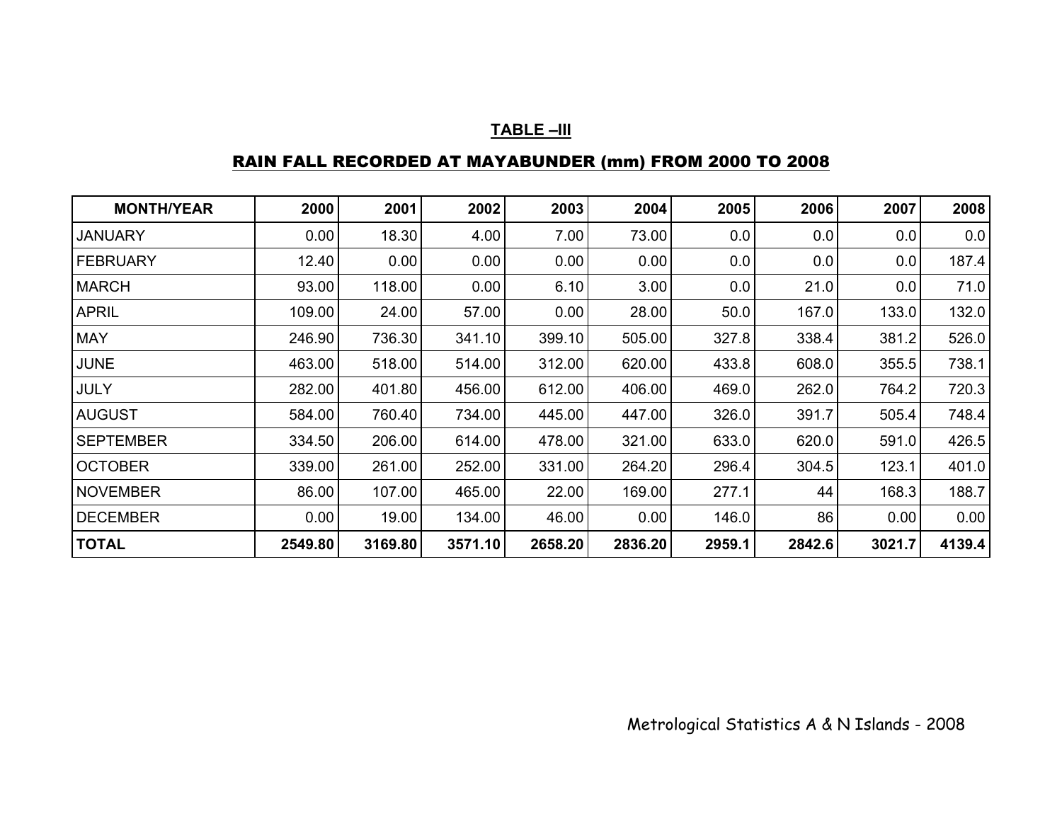## TABLE –III

## RAIN FALL RECORDED AT MAYABUNDER (mm) FROM 2000 TO 2008

| MONTH/YEAR | 2000 | 2001 | 2002 | 2003 | 2004 | 2005 | 2006 | 2007 | 2008 |
|---|---|---|---|---|---|---|---|---|---|
| JANUARY | 0.00 | 18.30 | 4.00 | 7.00 | 73.00 | 0.0 | 0.0 | 0.0 | 0.0 |
| FEBRUARY | 12.40 | 0.00 | 0.00 | 0.00 | 0.00 | 0.0 | 0.0 | 0.0 | 187.4 |
| MARCH | 93.00 | 118.00 | 0.00 | 6.10 | 3.00 | 0.0 | 21.0 | 0.0 | 71.0 |
| APRIL | 109.00 | 24.00 | 57.00 | 0.00 | 28.00 | 50.0 | 167.0 | 133.0 | 132.0 |
| MAY | 246.90 | 736.30 | 341.10 | 399.10 | 505.00 | 327.8 | 338.4 | 381.2 | 526.0 |
| JUNE | 463.00 | 518.00 | 514.00 | 312.00 | 620.00 | 433.8 | 608.0 | 355.5 | 738.1 |
| JULY | 282.00 | 401.80 | 456.00 | 612.00 | 406.00 | 469.0 | 262.0 | 764.2 | 720.3 |
| AUGUST | 584.00 | 760.40 | 734.00 | 445.00 | 447.00 | 326.0 | 391.7 | 505.4 | 748.4 |
| SEPTEMBER | 334.50 | 206.00 | 614.00 | 478.00 | 321.00 | 633.0 | 620.0 | 591.0 | 426.5 |
| OCTOBER | 339.00 | 261.00 | 252.00 | 331.00 | 264.20 | 296.4 | 304.5 | 123.1 | 401.0 |
| NOVEMBER | 86.00 | 107.00 | 465.00 | 22.00 | 169.00 | 277.1 | 44 | 168.3 | 188.7 |
| DECEMBER | 0.00 | 19.00 | 134.00 | 46.00 | 0.00 | 146.0 | 86 | 0.00 | 0.00 |
| **TOTAL** | **2549.80** | **3169.80** | **3571.10** | **2658.20** | **2836.20** | **2959.1** | **2842.6** | **3021.7** | **4139.4** |

Metrological Statistics A & N Islands - 2008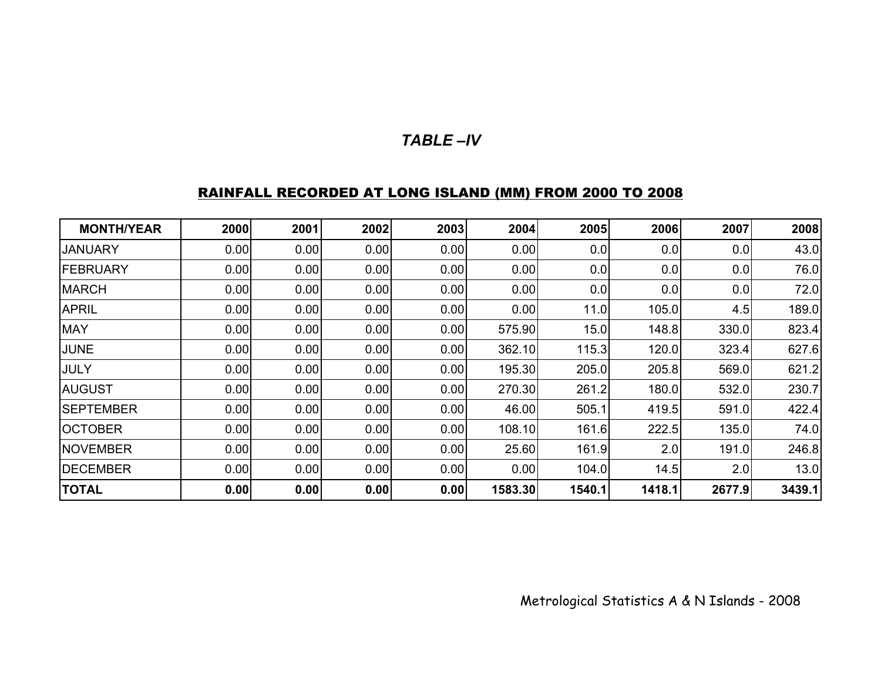## *TABLE –IV*

**RAINFALL RECORDED AT LONG ISLAND (MM) FROM 2000 TO 2008**

| MONTH/YEAR | 2000 | 2001 | 2002 | 2003 | 2004 | 2005 | 2006 | 2007 | 2008 |
|---|---|---|---|---|---|---|---|---|---|
| JANUARY | 0.00 | 0.00 | 0.00 | 0.00 | 0.00 | 0.0 | 0.0 | 0.0 | 43.0 |
| FEBRUARY | 0.00 | 0.00 | 0.00 | 0.00 | 0.00 | 0.0 | 0.0 | 0.0 | 76.0 |
| MARCH | 0.00 | 0.00 | 0.00 | 0.00 | 0.00 | 0.0 | 0.0 | 0.0 | 72.0 |
| APRIL | 0.00 | 0.00 | 0.00 | 0.00 | 0.00 | 11.0 | 105.0 | 4.5 | 189.0 |
| MAY | 0.00 | 0.00 | 0.00 | 0.00 | 575.90 | 15.0 | 148.8 | 330.0 | 823.4 |
| JUNE | 0.00 | 0.00 | 0.00 | 0.00 | 362.10 | 115.3 | 120.0 | 323.4 | 627.6 |
| JULY | 0.00 | 0.00 | 0.00 | 0.00 | 195.30 | 205.0 | 205.8 | 569.0 | 621.2 |
| AUGUST | 0.00 | 0.00 | 0.00 | 0.00 | 270.30 | 261.2 | 180.0 | 532.0 | 230.7 |
| SEPTEMBER | 0.00 | 0.00 | 0.00 | 0.00 | 46.00 | 505.1 | 419.5 | 591.0 | 422.4 |
| OCTOBER | 0.00 | 0.00 | 0.00 | 0.00 | 108.10 | 161.6 | 222.5 | 135.0 | 74.0 |
| NOVEMBER | 0.00 | 0.00 | 0.00 | 0.00 | 25.60 | 161.9 | 2.0 | 191.0 | 246.8 |
| DECEMBER | 0.00 | 0.00 | 0.00 | 0.00 | 0.00 | 104.0 | 14.5 | 2.0 | 13.0 |
| **TOTAL** | **0.00** | **0.00** | **0.00** | **0.00** | **1583.30** | **1540.1** | **1418.1** | **2677.9** | **3439.1** |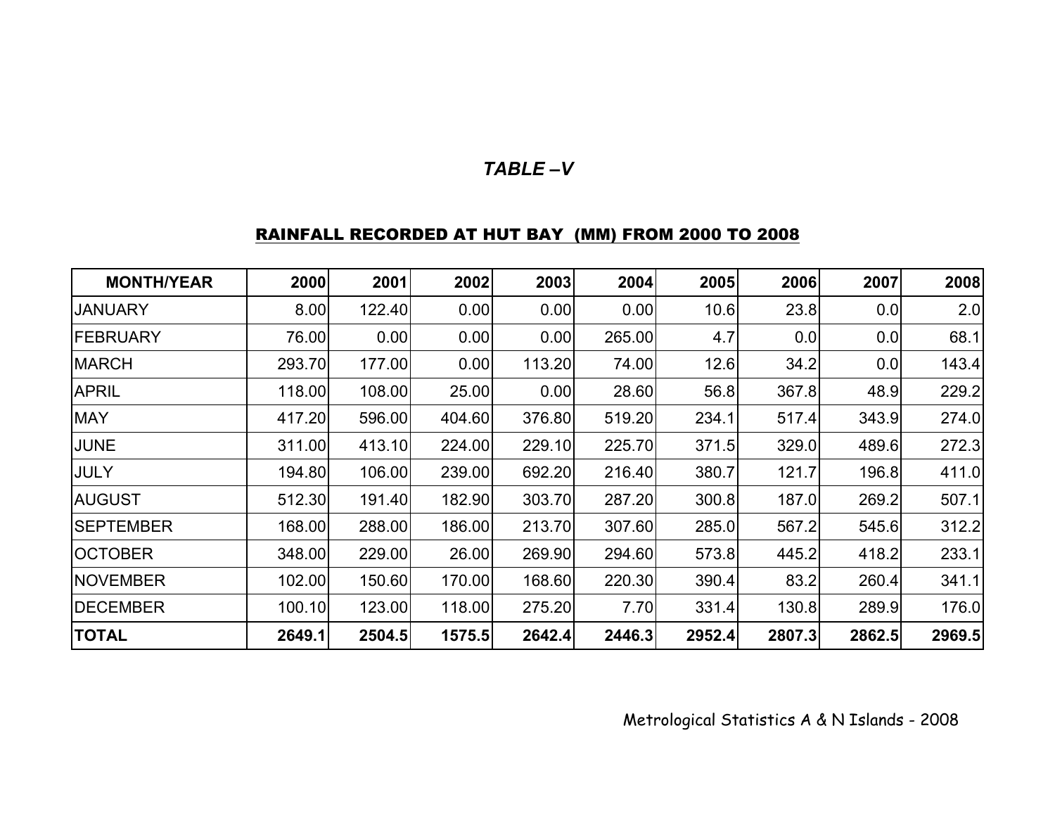## *TABLE –V*

### RAINFALL RECORDED AT HUT BAY (MM) FROM 2000 TO 2008

| MONTH/YEAR | 2000 | 2001 | 2002 | 2003 | 2004 | 2005 | 2006 | 2007 | 2008 |
|---|---|---|---|---|---|---|---|---|---|
| JANUARY | 8.00 | 122.40 | 0.00 | 0.00 | 0.00 | 10.6 | 23.8 | 0.0 | 2.0 |
| FEBRUARY | 76.00 | 0.00 | 0.00 | 0.00 | 265.00 | 4.7 | 0.0 | 0.0 | 68.1 |
| MARCH | 293.70 | 177.00 | 0.00 | 113.20 | 74.00 | 12.6 | 34.2 | 0.0 | 143.4 |
| APRIL | 118.00 | 108.00 | 25.00 | 0.00 | 28.60 | 56.8 | 367.8 | 48.9 | 229.2 |
| MAY | 417.20 | 596.00 | 404.60 | 376.80 | 519.20 | 234.1 | 517.4 | 343.9 | 274.0 |
| JUNE | 311.00 | 413.10 | 224.00 | 229.10 | 225.70 | 371.5 | 329.0 | 489.6 | 272.3 |
| JULY | 194.80 | 106.00 | 239.00 | 692.20 | 216.40 | 380.7 | 121.7 | 196.8 | 411.0 |
| AUGUST | 512.30 | 191.40 | 182.90 | 303.70 | 287.20 | 300.8 | 187.0 | 269.2 | 507.1 |
| SEPTEMBER | 168.00 | 288.00 | 186.00 | 213.70 | 307.60 | 285.0 | 567.2 | 545.6 | 312.2 |
| OCTOBER | 348.00 | 229.00 | 26.00 | 269.90 | 294.60 | 573.8 | 445.2 | 418.2 | 233.1 |
| NOVEMBER | 102.00 | 150.60 | 170.00 | 168.60 | 220.30 | 390.4 | 83.2 | 260.4 | 341.1 |
| DECEMBER | 100.10 | 123.00 | 118.00 | 275.20 | 7.70 | 331.4 | 130.8 | 289.9 | 176.0 |
| **TOTAL** | **2649.1** | **2504.5** | **1575.5** | **2642.4** | **2446.3** | **2952.4** | **2807.3** | **2862.5** | **2969.5** |

Metrological Statistics A & N Islands - 2008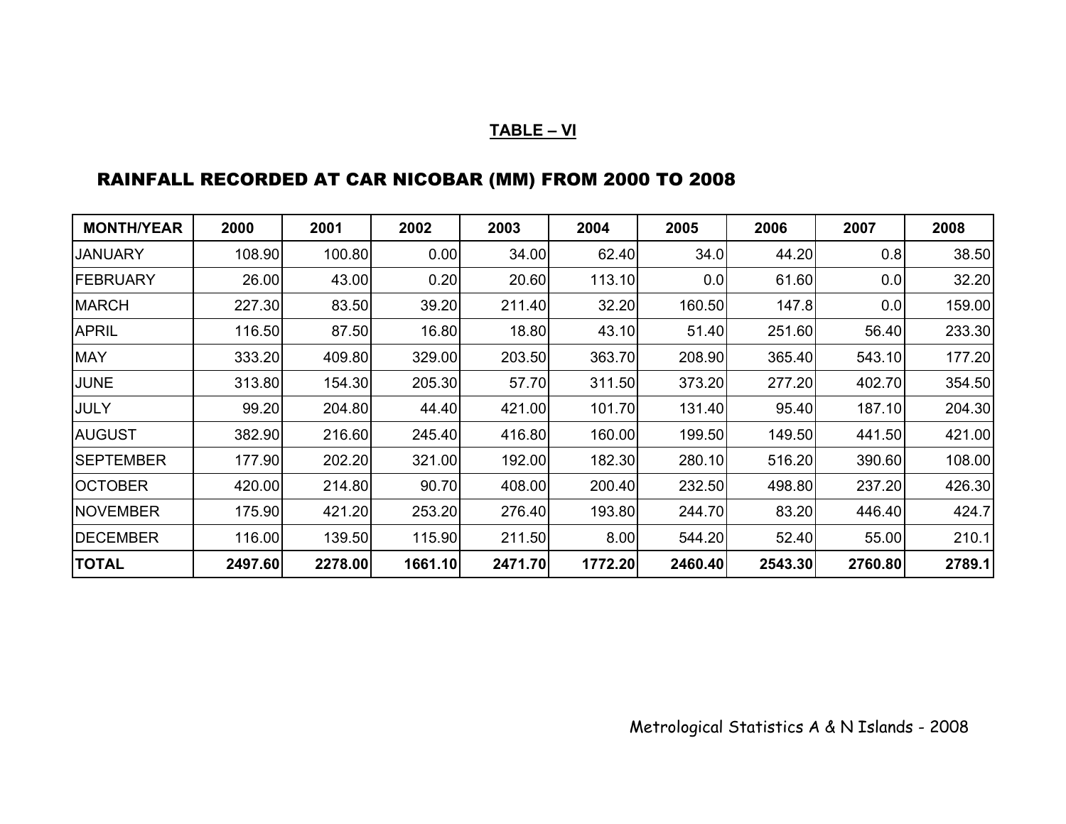**TABLE – VI**

## RAINFALL RECORDED AT CAR NICOBAR (MM) FROM 2000 TO 2008

| MONTH/YEAR | 2000 | 2001 | 2002 | 2003 | 2004 | 2005 | 2006 | 2007 | 2008 |
|---|---|---|---|---|---|---|---|---|---|
| JANUARY | 108.90 | 100.80 | 0.00 | 34.00 | 62.40 | 34.0 | 44.20 | 0.8 | 38.50 |
| FEBRUARY | 26.00 | 43.00 | 0.20 | 20.60 | 113.10 | 0.0 | 61.60 | 0.0 | 32.20 |
| MARCH | 227.30 | 83.50 | 39.20 | 211.40 | 32.20 | 160.50 | 147.8 | 0.0 | 159.00 |
| APRIL | 116.50 | 87.50 | 16.80 | 18.80 | 43.10 | 51.40 | 251.60 | 56.40 | 233.30 |
| MAY | 333.20 | 409.80 | 329.00 | 203.50 | 363.70 | 208.90 | 365.40 | 543.10 | 177.20 |
| JUNE | 313.80 | 154.30 | 205.30 | 57.70 | 311.50 | 373.20 | 277.20 | 402.70 | 354.50 |
| JULY | 99.20 | 204.80 | 44.40 | 421.00 | 101.70 | 131.40 | 95.40 | 187.10 | 204.30 |
| AUGUST | 382.90 | 216.60 | 245.40 | 416.80 | 160.00 | 199.50 | 149.50 | 441.50 | 421.00 |
| SEPTEMBER | 177.90 | 202.20 | 321.00 | 192.00 | 182.30 | 280.10 | 516.20 | 390.60 | 108.00 |
| OCTOBER | 420.00 | 214.80 | 90.70 | 408.00 | 200.40 | 232.50 | 498.80 | 237.20 | 426.30 |
| NOVEMBER | 175.90 | 421.20 | 253.20 | 276.40 | 193.80 | 244.70 | 83.20 | 446.40 | 424.7 |
| DECEMBER | 116.00 | 139.50 | 115.90 | 211.50 | 8.00 | 544.20 | 52.40 | 55.00 | 210.1 |
| **TOTAL** | **2497.60** | **2278.00** | **1661.10** | **2471.70** | **1772.20** | **2460.40** | **2543.30** | **2760.80** | **2789.1** |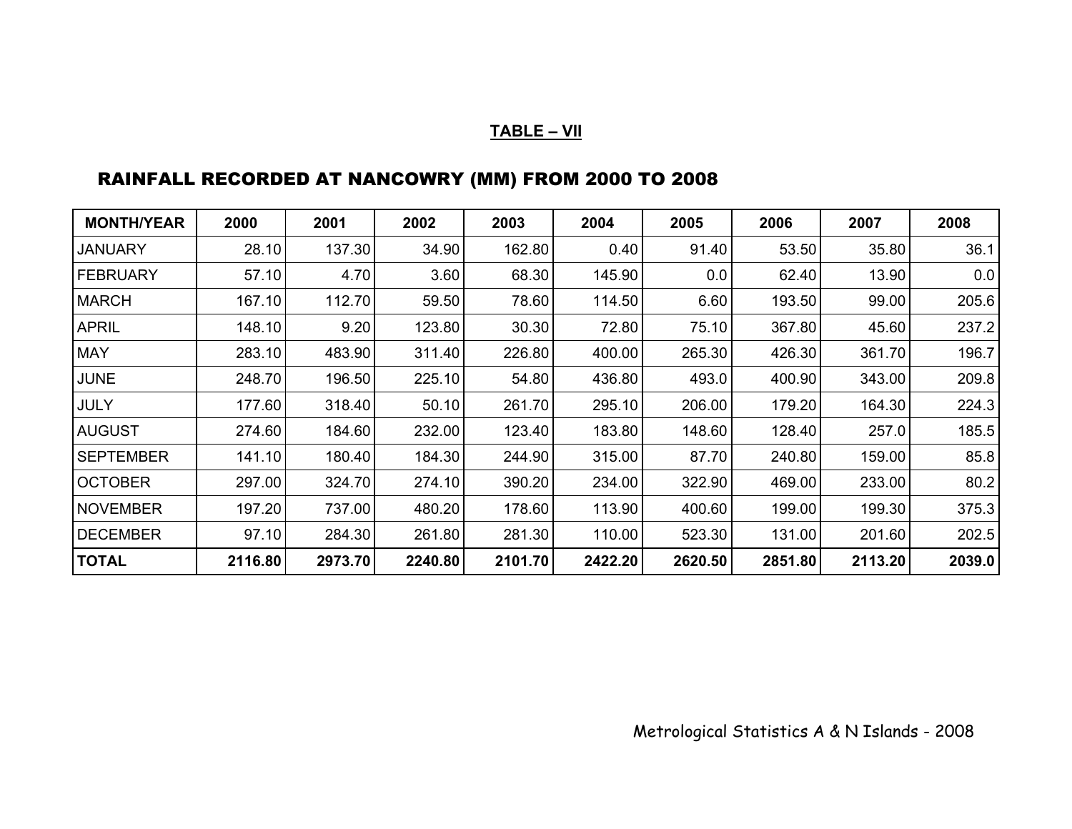**TABLE – VII**

## RAINFALL RECORDED AT NANCOWRY (MM) FROM 2000 TO 2008

| MONTH/YEAR | 2000 | 2001 | 2002 | 2003 | 2004 | 2005 | 2006 | 2007 | 2008 |
|---|---|---|---|---|---|---|---|---|---|
| JANUARY | 28.10 | 137.30 | 34.90 | 162.80 | 0.40 | 91.40 | 53.50 | 35.80 | 36.1 |
| FEBRUARY | 57.10 | 4.70 | 3.60 | 68.30 | 145.90 | 0.0 | 62.40 | 13.90 | 0.0 |
| MARCH | 167.10 | 112.70 | 59.50 | 78.60 | 114.50 | 6.60 | 193.50 | 99.00 | 205.6 |
| APRIL | 148.10 | 9.20 | 123.80 | 30.30 | 72.80 | 75.10 | 367.80 | 45.60 | 237.2 |
| MAY | 283.10 | 483.90 | 311.40 | 226.80 | 400.00 | 265.30 | 426.30 | 361.70 | 196.7 |
| JUNE | 248.70 | 196.50 | 225.10 | 54.80 | 436.80 | 493.0 | 400.90 | 343.00 | 209.8 |
| JULY | 177.60 | 318.40 | 50.10 | 261.70 | 295.10 | 206.00 | 179.20 | 164.30 | 224.3 |
| AUGUST | 274.60 | 184.60 | 232.00 | 123.40 | 183.80 | 148.60 | 128.40 | 257.0 | 185.5 |
| SEPTEMBER | 141.10 | 180.40 | 184.30 | 244.90 | 315.00 | 87.70 | 240.80 | 159.00 | 85.8 |
| OCTOBER | 297.00 | 324.70 | 274.10 | 390.20 | 234.00 | 322.90 | 469.00 | 233.00 | 80.2 |
| NOVEMBER | 197.20 | 737.00 | 480.20 | 178.60 | 113.90 | 400.60 | 199.00 | 199.30 | 375.3 |
| DECEMBER | 97.10 | 284.30 | 261.80 | 281.30 | 110.00 | 523.30 | 131.00 | 201.60 | 202.5 |
| **TOTAL** | **2116.80** | **2973.70** | **2240.80** | **2101.70** | **2422.20** | **2620.50** | **2851.80** | **2113.20** | **2039.0** |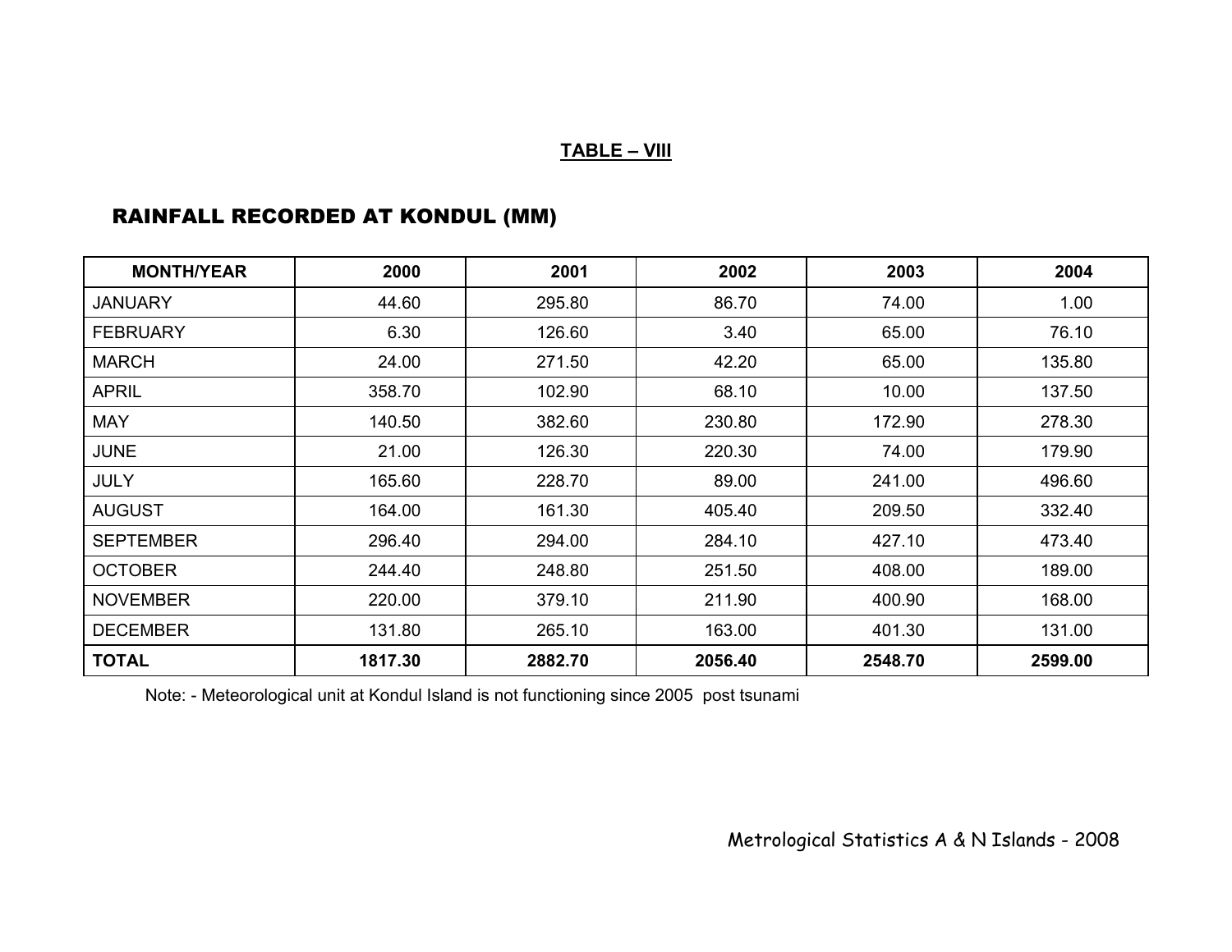**TABLE – VIII**

## RAINFALL RECORDED AT KONDUL (MM)

| MONTH/YEAR | 2000 | 2001 | 2002 | 2003 | 2004 |
|---|---|---|---|---|---|
| JANUARY | 44.60 | 295.80 | 86.70 | 74.00 | 1.00 |
| FEBRUARY | 6.30 | 126.60 | 3.40 | 65.00 | 76.10 |
| MARCH | 24.00 | 271.50 | 42.20 | 65.00 | 135.80 |
| APRIL | 358.70 | 102.90 | 68.10 | 10.00 | 137.50 |
| MAY | 140.50 | 382.60 | 230.80 | 172.90 | 278.30 |
| JUNE | 21.00 | 126.30 | 220.30 | 74.00 | 179.90 |
| JULY | 165.60 | 228.70 | 89.00 | 241.00 | 496.60 |
| AUGUST | 164.00 | 161.30 | 405.40 | 209.50 | 332.40 |
| SEPTEMBER | 296.40 | 294.00 | 284.10 | 427.10 | 473.40 |
| OCTOBER | 244.40 | 248.80 | 251.50 | 408.00 | 189.00 |
| NOVEMBER | 220.00 | 379.10 | 211.90 | 400.90 | 168.00 |
| DECEMBER | 131.80 | 265.10 | 163.00 | 401.30 | 131.00 |
| **TOTAL** | **1817.30** | **2882.70** | **2056.40** | **2548.70** | **2599.00** |

Note: - Meteorological unit at Kondul Island is not functioning since 2005 post tsunami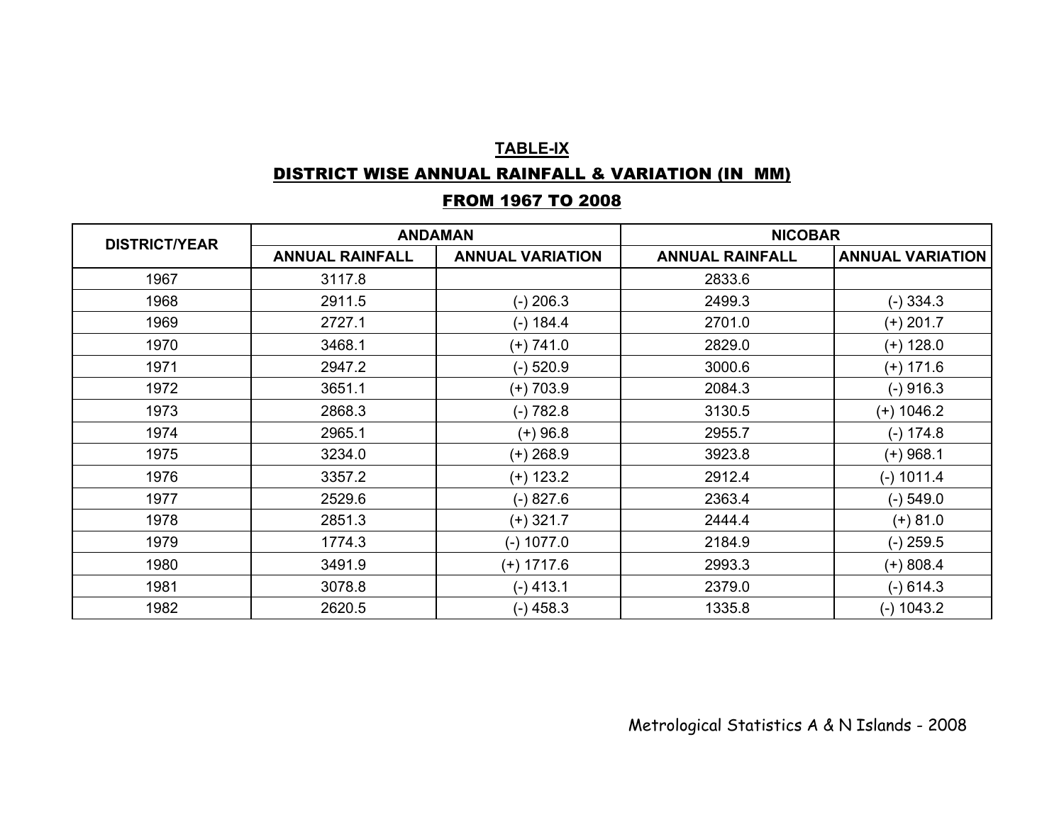**TABLE-IX**

**DISTRICT WISE ANNUAL RAINFALL & VARIATION (IN MM)**

**FROM 1967 TO 2008**

| DISTRICT/YEAR | ANDAMAN | | NICOBAR | |
|---|---|---|---|---|
| | ANNUAL RAINFALL | ANNUAL VARIATION | ANNUAL RAINFALL | ANNUAL VARIATION |
| 1967 | 3117.8 | | 2833.6 | |
| 1968 | 2911.5 | (-) 206.3 | 2499.3 | (-) 334.3 |
| 1969 | 2727.1 | (-) 184.4 | 2701.0 | (+) 201.7 |
| 1970 | 3468.1 | (+) 741.0 | 2829.0 | (+) 128.0 |
| 1971 | 2947.2 | (-) 520.9 | 3000.6 | (+) 171.6 |
| 1972 | 3651.1 | (+) 703.9 | 2084.3 | (-) 916.3 |
| 1973 | 2868.3 | (-) 782.8 | 3130.5 | (+) 1046.2 |
| 1974 | 2965.1 | (+) 96.8 | 2955.7 | (-) 174.8 |
| 1975 | 3234.0 | (+) 268.9 | 3923.8 | (+) 968.1 |
| 1976 | 3357.2 | (+) 123.2 | 2912.4 | (-) 1011.4 |
| 1977 | 2529.6 | (-) 827.6 | 2363.4 | (-) 549.0 |
| 1978 | 2851.3 | (+) 321.7 | 2444.4 | (+) 81.0 |
| 1979 | 1774.3 | (-) 1077.0 | 2184.9 | (-) 259.5 |
| 1980 | 3491.9 | (+) 1717.6 | 2993.3 | (+) 808.4 |
| 1981 | 3078.8 | (-) 413.1 | 2379.0 | (-) 614.3 |
| 1982 | 2620.5 | (-) 458.3 | 1335.8 | (-) 1043.2 |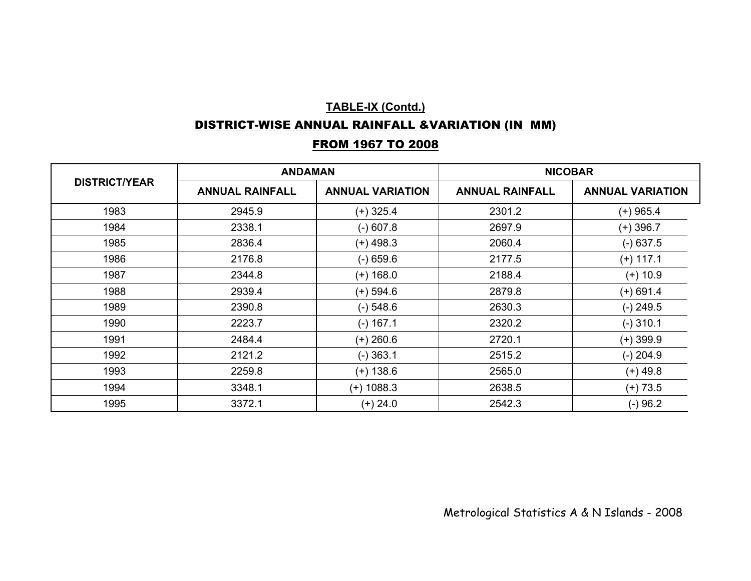## TABLE-IX (Contd.)

## DISTRICT-WISE ANNUAL RAINFALL &VARIATION (IN MM)

## FROM 1967 TO 2008

| DISTRICT/YEAR | ANDAMAN | | NICOBAR | |
|---|---|---|---|---|
| | ANNUAL RAINFALL | ANNUAL VARIATION | ANNUAL RAINFALL | ANNUAL VARIATION |
| 1983 | 2945.9 | (+) 325.4 | 2301.2 | (+) 965.4 |
| 1984 | 2338.1 | (-) 607.8 | 2697.9 | (+) 396.7 |
| 1985 | 2836.4 | (+) 498.3 | 2060.4 | (-) 637.5 |
| 1986 | 2176.8 | (-) 659.6 | 2177.5 | (+) 117.1 |
| 1987 | 2344.8 | (+) 168.0 | 2188.4 | (+) 10.9 |
| 1988 | 2939.4 | (+) 594.6 | 2879.8 | (+) 691.4 |
| 1989 | 2390.8 | (-) 548.6 | 2630.3 | (-) 249.5 |
| 1990 | 2223.7 | (-) 167.1 | 2320.2 | (-) 310.1 |
| 1991 | 2484.4 | (+) 260.6 | 2720.1 | (+) 399.9 |
| 1992 | 2121.2 | (-) 363.1 | 2515.2 | (-) 204.9 |
| 1993 | 2259.8 | (+) 138.6 | 2565.0 | (+) 49.8 |
| 1994 | 3348.1 | (+) 1088.3 | 2638.5 | (+) 73.5 |
| 1995 | 3372.1 | (+) 24.0 | 2542.3 | (-) 96.2 |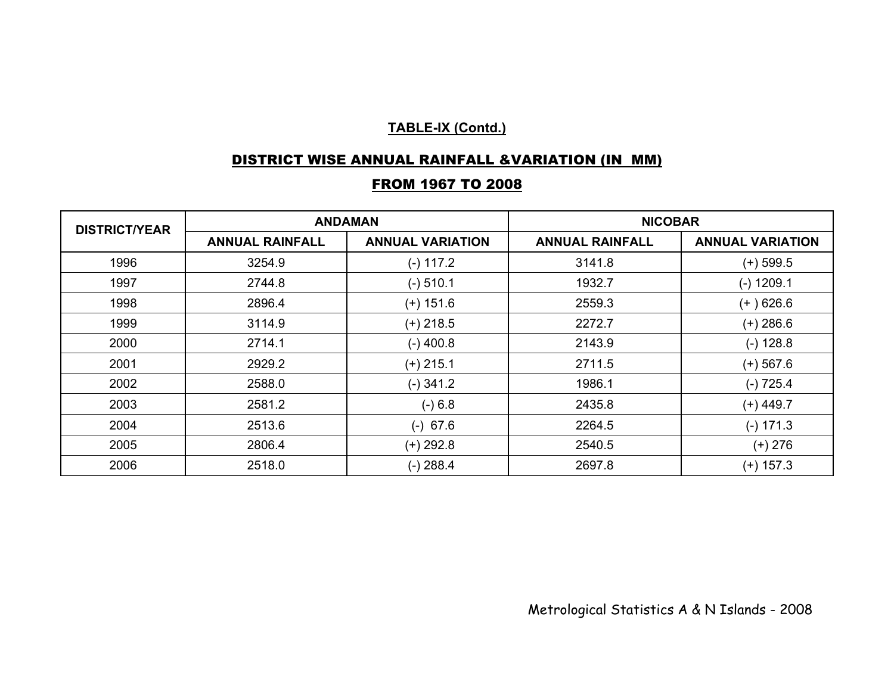**TABLE-IX (Contd.)**

**DISTRICT WISE ANNUAL RAINFALL &VARIATION (IN MM)**

**FROM 1967 TO 2008**

| DISTRICT/YEAR | ANDAMAN | | NICOBAR | |
|---|---|---|---|---|
| | ANNUAL RAINFALL | ANNUAL VARIATION | ANNUAL RAINFALL | ANNUAL VARIATION |
| 1996 | 3254.9 | (-) 117.2 | 3141.8 | (+) 599.5 |
| 1997 | 2744.8 | (-) 510.1 | 1932.7 | (-) 1209.1 |
| 1998 | 2896.4 | (+) 151.6 | 2559.3 | (+ ) 626.6 |
| 1999 | 3114.9 | (+) 218.5 | 2272.7 | (+) 286.6 |
| 2000 | 2714.1 | (-) 400.8 | 2143.9 | (-) 128.8 |
| 2001 | 2929.2 | (+) 215.1 | 2711.5 | (+) 567.6 |
| 2002 | 2588.0 | (-) 341.2 | 1986.1 | (-) 725.4 |
| 2003 | 2581.2 | (-) 6.8 | 2435.8 | (+) 449.7 |
| 2004 | 2513.6 | (-) 67.6 | 2264.5 | (-) 171.3 |
| 2005 | 2806.4 | (+) 292.8 | 2540.5 | (+) 276 |
| 2006 | 2518.0 | (-) 288.4 | 2697.8 | (+) 157.3 |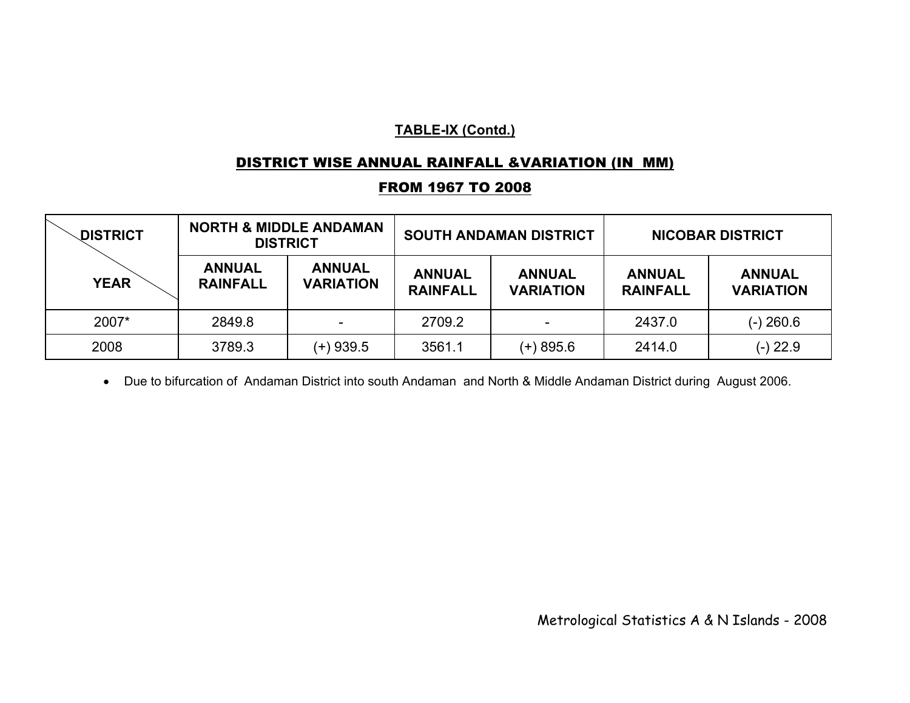**TABLE-IX (Contd.)**

**DISTRICT WISE ANNUAL RAINFALL &VARIATION (IN MM)**

**FROM 1967 TO 2008**

| DISTRICT / YEAR | NORTH & MIDDLE ANDAMAN DISTRICT | | SOUTH ANDAMAN DISTRICT | | NICOBAR DISTRICT | |
|---|---|---|---|---|---|---|
| | ANNUAL RAINFALL | ANNUAL VARIATION | ANNUAL RAINFALL | ANNUAL VARIATION | ANNUAL RAINFALL | ANNUAL VARIATION |
| 2007* | 2849.8 | - | 2709.2 | - | 2437.0 | (-) 260.6 |
| 2008 | 3789.3 | (+) 939.5 | 3561.1 | (+) 895.6 | 2414.0 | (-) 22.9 |

- Due to bifurcation of Andaman District into south Andaman and North & Middle Andaman District during August 2006.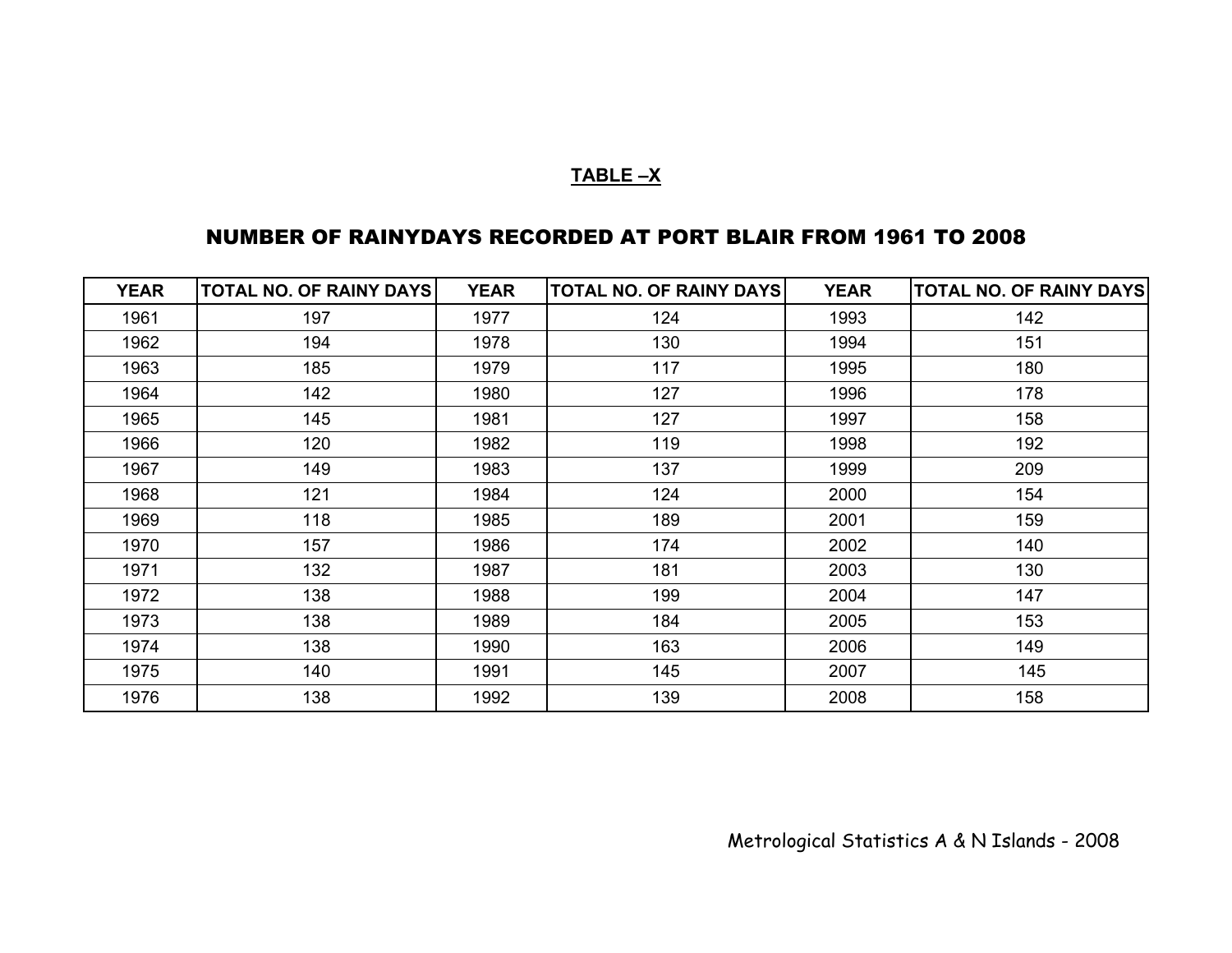**TABLE –X**

## NUMBER OF RAINYDAYS RECORDED AT PORT BLAIR FROM 1961 TO 2008

| YEAR | TOTAL NO. OF RAINY DAYS | YEAR | TOTAL NO. OF RAINY DAYS | YEAR | TOTAL NO. OF RAINY DAYS |
|---|---|---|---|---|---|
| 1961 | 197 | 1977 | 124 | 1993 | 142 |
| 1962 | 194 | 1978 | 130 | 1994 | 151 |
| 1963 | 185 | 1979 | 117 | 1995 | 180 |
| 1964 | 142 | 1980 | 127 | 1996 | 178 |
| 1965 | 145 | 1981 | 127 | 1997 | 158 |
| 1966 | 120 | 1982 | 119 | 1998 | 192 |
| 1967 | 149 | 1983 | 137 | 1999 | 209 |
| 1968 | 121 | 1984 | 124 | 2000 | 154 |
| 1969 | 118 | 1985 | 189 | 2001 | 159 |
| 1970 | 157 | 1986 | 174 | 2002 | 140 |
| 1971 | 132 | 1987 | 181 | 2003 | 130 |
| 1972 | 138 | 1988 | 199 | 2004 | 147 |
| 1973 | 138 | 1989 | 184 | 2005 | 153 |
| 1974 | 138 | 1990 | 163 | 2006 | 149 |
| 1975 | 140 | 1991 | 145 | 2007 | 145 |
| 1976 | 138 | 1992 | 139 | 2008 | 158 |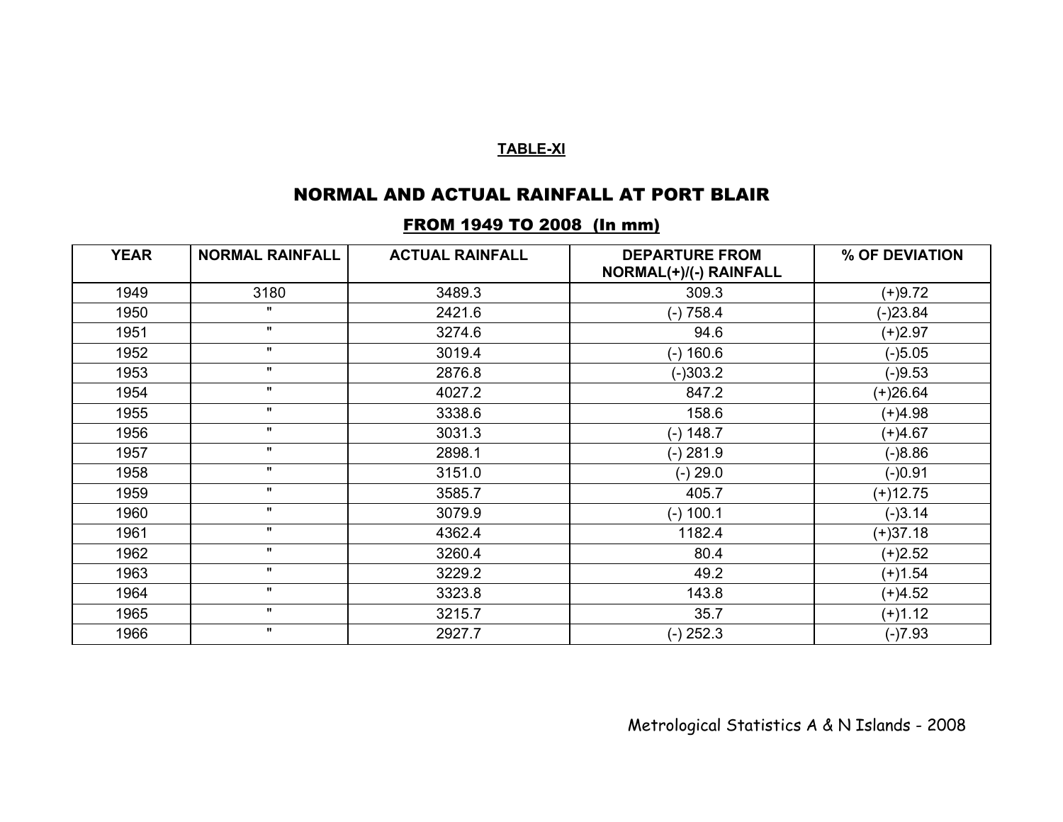**TABLE-XI**

# NORMAL AND ACTUAL RAINFALL AT PORT BLAIR

## FROM 1949 TO 2008 (In mm)

| YEAR | NORMAL RAINFALL | ACTUAL RAINFALL | DEPARTURE FROM NORMAL(+)/(-) RAINFALL | % OF DEVIATION |
|---|---|---|---|---|
| 1949 | 3180 | 3489.3 | 309.3 | (+)9.72 |
| 1950 | " | 2421.6 | (-) 758.4 | (-)23.84 |
| 1951 | " | 3274.6 | 94.6 | (+)2.97 |
| 1952 | " | 3019.4 | (-) 160.6 | (-)5.05 |
| 1953 | " | 2876.8 | (-)303.2 | (-)9.53 |
| 1954 | " | 4027.2 | 847.2 | (+)26.64 |
| 1955 | " | 3338.6 | 158.6 | (+)4.98 |
| 1956 | " | 3031.3 | (-) 148.7 | (+)4.67 |
| 1957 | " | 2898.1 | (-) 281.9 | (-)8.86 |
| 1958 | " | 3151.0 | (-) 29.0 | (-)0.91 |
| 1959 | " | 3585.7 | 405.7 | (+)12.75 |
| 1960 | " | 3079.9 | (-) 100.1 | (-)3.14 |
| 1961 | " | 4362.4 | 1182.4 | (+)37.18 |
| 1962 | " | 3260.4 | 80.4 | (+)2.52 |
| 1963 | " | 3229.2 | 49.2 | (+)1.54 |
| 1964 | " | 3323.8 | 143.8 | (+)4.52 |
| 1965 | " | 3215.7 | 35.7 | (+)1.12 |
| 1966 | " | 2927.7 | (-) 252.3 | (-)7.93 |

Metrological Statistics A & N Islands - 2008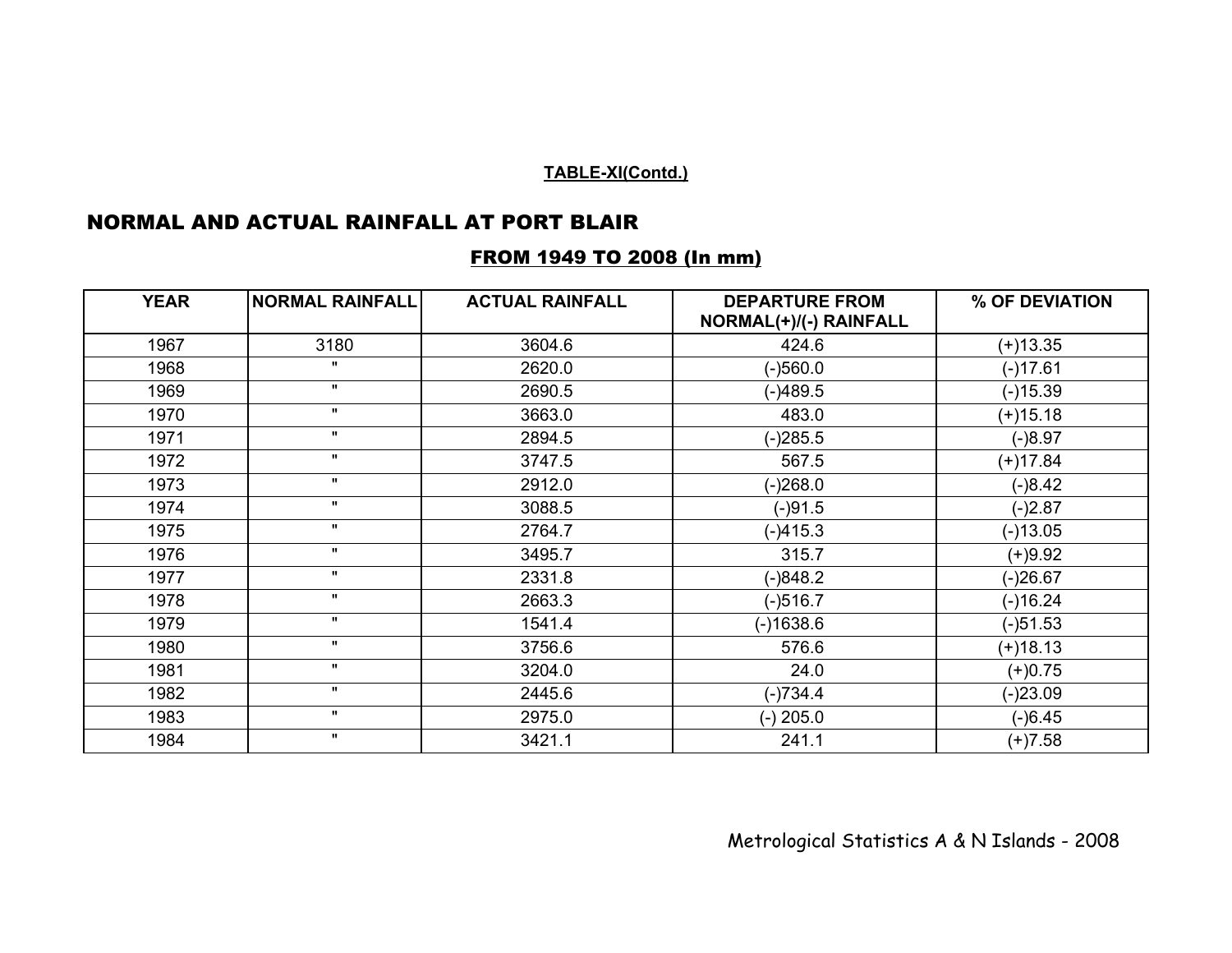**TABLE-XI(Contd.)**

## NORMAL AND ACTUAL RAINFALL AT PORT BLAIR

### FROM 1949 TO 2008 (In mm)

| YEAR | NORMAL RAINFALL | ACTUAL RAINFALL | DEPARTURE FROM NORMAL(+)/(-) RAINFALL | % OF DEVIATION |
|---|---|---|---|---|
| 1967 | 3180 | 3604.6 | 424.6 | (+)13.35 |
| 1968 | " | 2620.0 | (-)560.0 | (-)17.61 |
| 1969 | " | 2690.5 | (-)489.5 | (-)15.39 |
| 1970 | " | 3663.0 | 483.0 | (+)15.18 |
| 1971 | " | 2894.5 | (-)285.5 | (-)8.97 |
| 1972 | " | 3747.5 | 567.5 | (+)17.84 |
| 1973 | " | 2912.0 | (-)268.0 | (-)8.42 |
| 1974 | " | 3088.5 | (-)91.5 | (-)2.87 |
| 1975 | " | 2764.7 | (-)415.3 | (-)13.05 |
| 1976 | " | 3495.7 | 315.7 | (+)9.92 |
| 1977 | " | 2331.8 | (-)848.2 | (-)26.67 |
| 1978 | " | 2663.3 | (-)516.7 | (-)16.24 |
| 1979 | " | 1541.4 | (-)1638.6 | (-)51.53 |
| 1980 | " | 3756.6 | 576.6 | (+)18.13 |
| 1981 | " | 3204.0 | 24.0 | (+)0.75 |
| 1982 | " | 2445.6 | (-)734.4 | (-)23.09 |
| 1983 | " | 2975.0 | (-) 205.0 | (-)6.45 |
| 1984 | " | 3421.1 | 241.1 | (+)7.58 |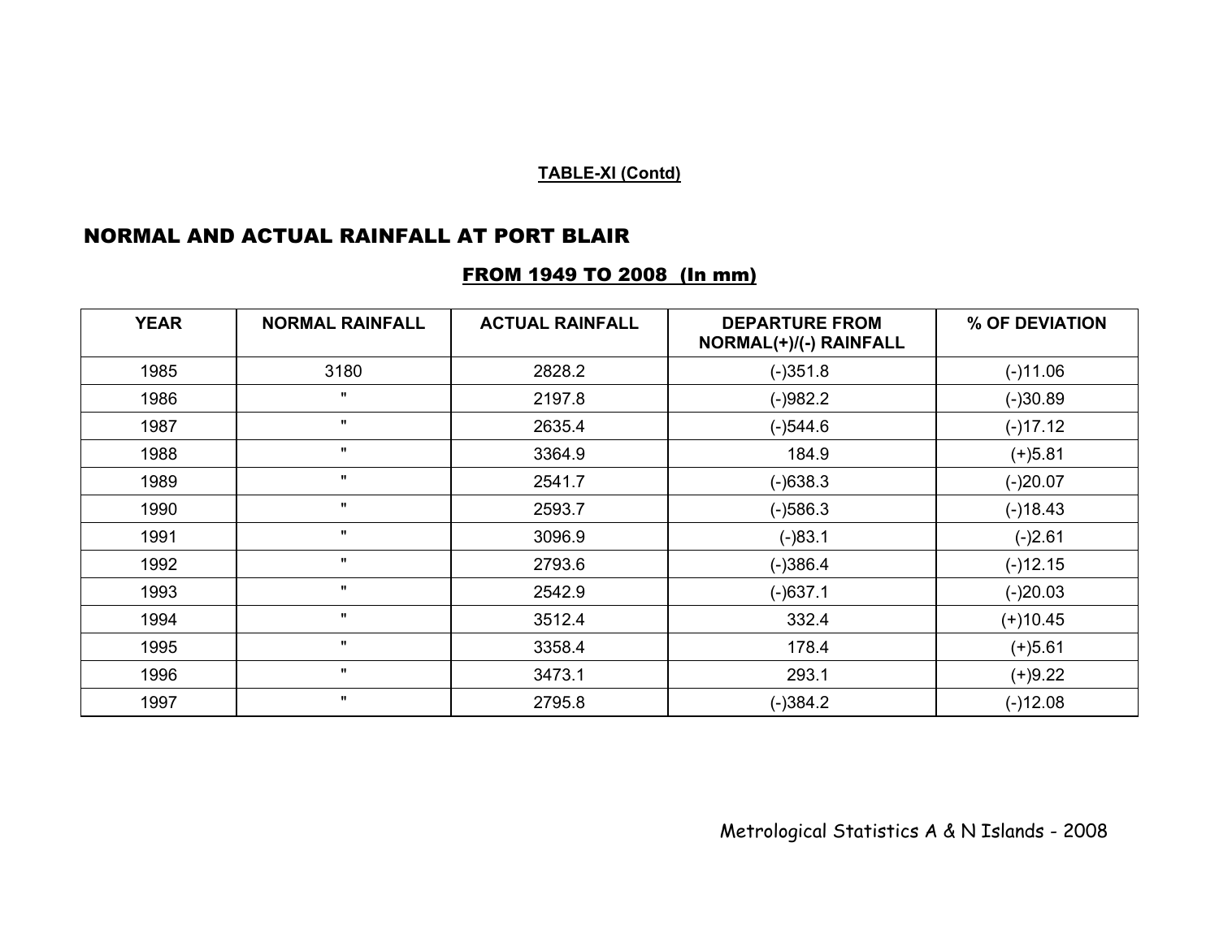**TABLE-XI (Contd)**

## NORMAL AND ACTUAL RAINFALL AT PORT BLAIR

### FROM 1949 TO 2008 (In mm)

| YEAR | NORMAL RAINFALL | ACTUAL RAINFALL | DEPARTURE FROM NORMAL(+)/(-) RAINFALL | % OF DEVIATION |
|---|---|---|---|---|
| 1985 | 3180 | 2828.2 | (-)351.8 | (-)11.06 |
| 1986 | " | 2197.8 | (-)982.2 | (-)30.89 |
| 1987 | " | 2635.4 | (-)544.6 | (-)17.12 |
| 1988 | " | 3364.9 | 184.9 | (+)5.81 |
| 1989 | " | 2541.7 | (-)638.3 | (-)20.07 |
| 1990 | " | 2593.7 | (-)586.3 | (-)18.43 |
| 1991 | " | 3096.9 | (-)83.1 | (-)2.61 |
| 1992 | " | 2793.6 | (-)386.4 | (-)12.15 |
| 1993 | " | 2542.9 | (-)637.1 | (-)20.03 |
| 1994 | " | 3512.4 | 332.4 | (+)10.45 |
| 1995 | " | 3358.4 | 178.4 | (+)5.61 |
| 1996 | " | 3473.1 | 293.1 | (+)9.22 |
| 1997 | " | 2795.8 | (-)384.2 | (-)12.08 |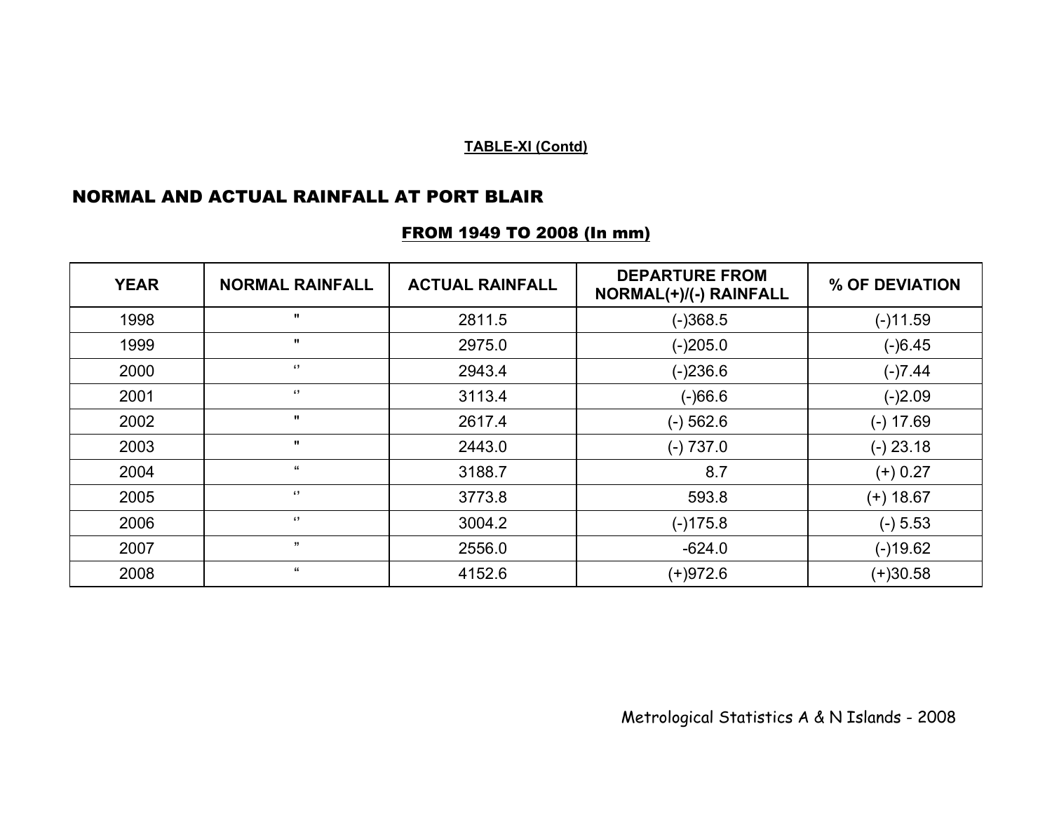**TABLE-XI (Contd)**

## NORMAL AND ACTUAL RAINFALL AT PORT BLAIR

### FROM 1949 TO 2008 (In mm)

| YEAR | NORMAL RAINFALL | ACTUAL RAINFALL | DEPARTURE FROM NORMAL(+)/(-) RAINFALL | % OF DEVIATION |
|---|---|---|---|---|
| 1998 | " | 2811.5 | (-)368.5 | (-)11.59 |
| 1999 | " | 2975.0 | (-)205.0 | (-)6.45 |
| 2000 | ‘’ | 2943.4 | (-)236.6 | (-)7.44 |
| 2001 | ‘’ | 3113.4 | (-)66.6 | (-)2.09 |
| 2002 | " | 2617.4 | (-) 562.6 | (-) 17.69 |
| 2003 | " | 2443.0 | (-) 737.0 | (-) 23.18 |
| 2004 | “ | 3188.7 | 8.7 | (+) 0.27 |
| 2005 | ‘’ | 3773.8 | 593.8 | (+) 18.67 |
| 2006 | ‘’ | 3004.2 | (-)175.8 | (-) 5.53 |
| 2007 | ” | 2556.0 | -624.0 | (-)19.62 |
| 2008 | “ | 4152.6 | (+)972.6 | (+)30.58 |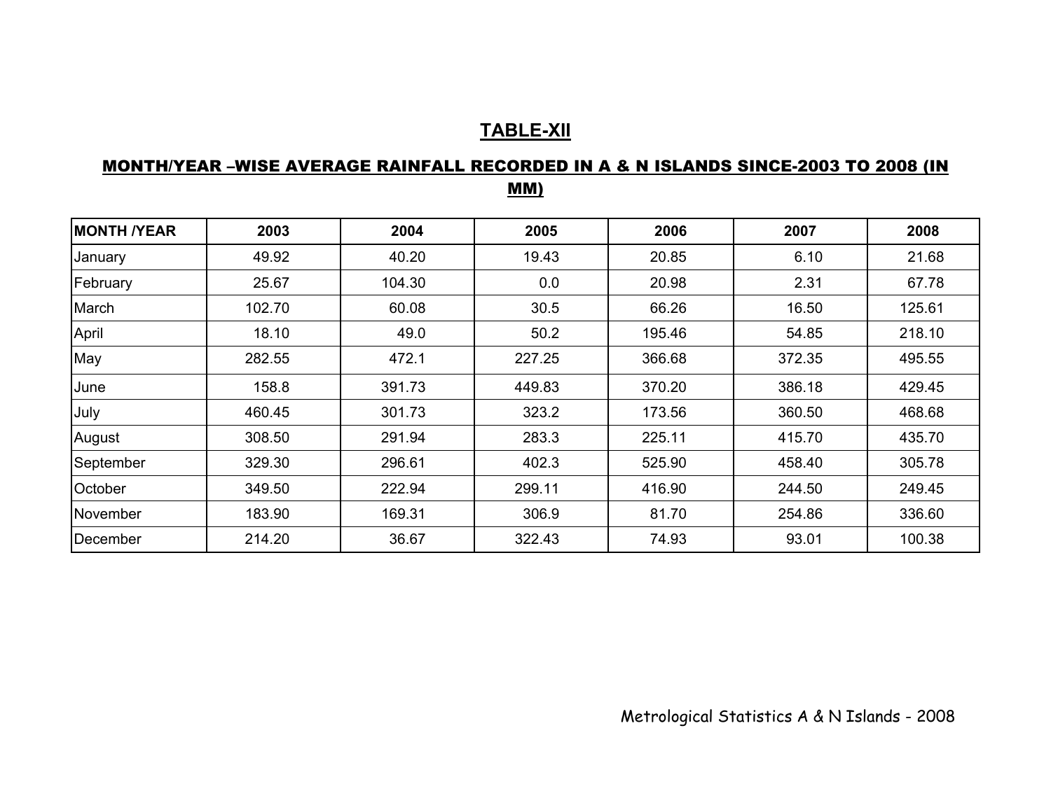## TABLE-XII

### MONTH/YEAR –WISE AVERAGE RAINFALL RECORDED IN A & N ISLANDS SINCE-2003 TO 2008 (IN MM)

| MONTH /YEAR | 2003 | 2004 | 2005 | 2006 | 2007 | 2008 |
|---|---|---|---|---|---|---|
| January | 49.92 | 40.20 | 19.43 | 20.85 | 6.10 | 21.68 |
| February | 25.67 | 104.30 | 0.0 | 20.98 | 2.31 | 67.78 |
| March | 102.70 | 60.08 | 30.5 | 66.26 | 16.50 | 125.61 |
| April | 18.10 | 49.0 | 50.2 | 195.46 | 54.85 | 218.10 |
| May | 282.55 | 472.1 | 227.25 | 366.68 | 372.35 | 495.55 |
| June | 158.8 | 391.73 | 449.83 | 370.20 | 386.18 | 429.45 |
| July | 460.45 | 301.73 | 323.2 | 173.56 | 360.50 | 468.68 |
| August | 308.50 | 291.94 | 283.3 | 225.11 | 415.70 | 435.70 |
| September | 329.30 | 296.61 | 402.3 | 525.90 | 458.40 | 305.78 |
| October | 349.50 | 222.94 | 299.11 | 416.90 | 244.50 | 249.45 |
| November | 183.90 | 169.31 | 306.9 | 81.70 | 254.86 | 336.60 |
| December | 214.20 | 36.67 | 322.43 | 74.93 | 93.01 | 100.38 |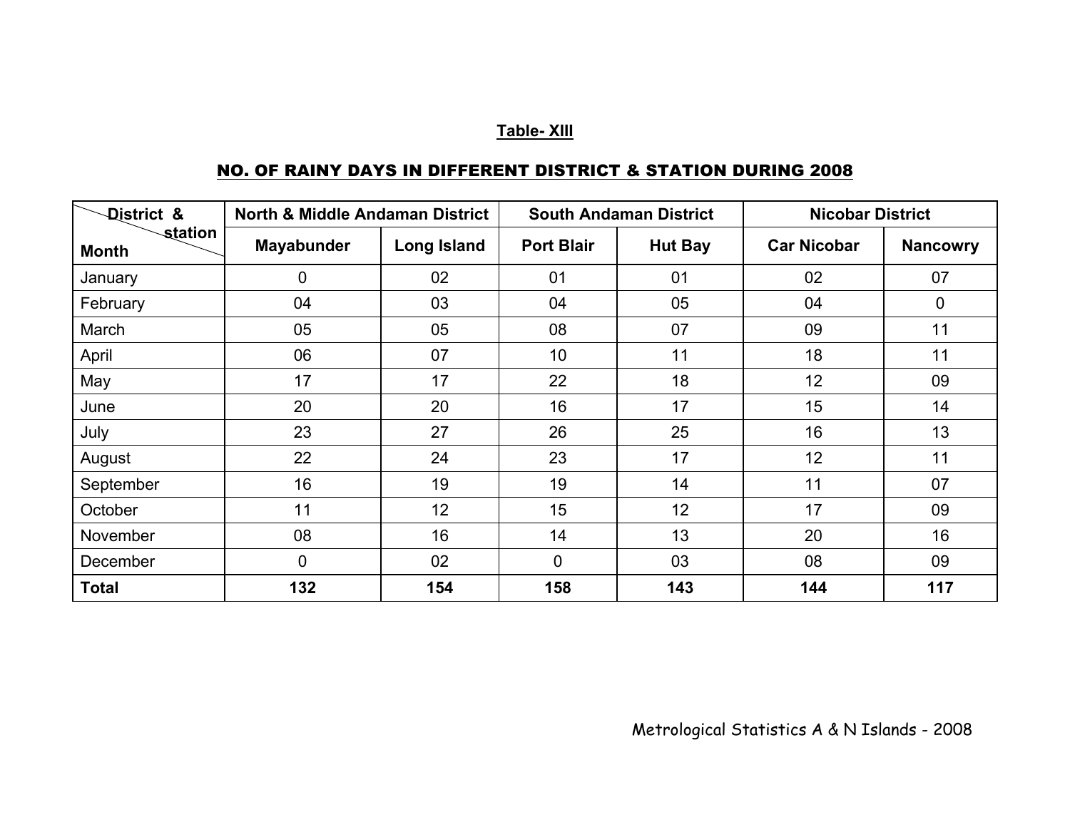**Table- XIII**

**NO. OF RAINY DAYS IN DIFFERENT DISTRICT & STATION DURING 2008**

| District & station / Month | North & Middle Andaman District | | South Andaman District | | Nicobar District | |
|---|---|---|---|---|---|---|
| | **Mayabunder** | **Long Island** | **Port Blair** | **Hut Bay** | **Car Nicobar** | **Nancowry** |
| January | 0 | 02 | 01 | 01 | 02 | 07 |
| February | 04 | 03 | 04 | 05 | 04 | 0 |
| March | 05 | 05 | 08 | 07 | 09 | 11 |
| April | 06 | 07 | 10 | 11 | 18 | 11 |
| May | 17 | 17 | 22 | 18 | 12 | 09 |
| June | 20 | 20 | 16 | 17 | 15 | 14 |
| July | 23 | 27 | 26 | 25 | 16 | 13 |
| August | 22 | 24 | 23 | 17 | 12 | 11 |
| September | 16 | 19 | 19 | 14 | 11 | 07 |
| October | 11 | 12 | 15 | 12 | 17 | 09 |
| November | 08 | 16 | 14 | 13 | 20 | 16 |
| December | 0 | 02 | 0 | 03 | 08 | 09 |
| **Total** | **132** | **154** | **158** | **143** | **144** | **117** |

Metrological Statistics A & N Islands - 2008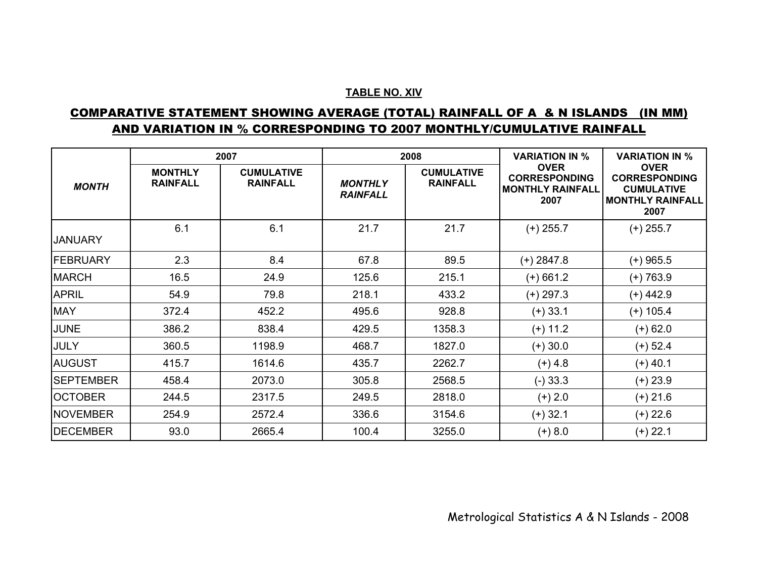**TABLE NO. XIV**

## COMPARATIVE STATEMENT SHOWING AVERAGE (TOTAL) RAINFALL OF A & N ISLANDS (IN MM) AND VARIATION IN % CORRESPONDING TO 2007 MONTHLY/CUMULATIVE RAINFALL

| *MONTH* | 2007 | | 2008 | | VARIATION IN % OVER CORRESPONDING MONTHLY RAINFALL 2007 | VARIATION IN % OVER CORRESPONDING CUMULATIVE MONTHLY RAINFALL 2007 |
|---|---|---|---|---|---|---|
| | MONTHLY RAINFALL | CUMULATIVE RAINFALL | *MONTHLY RAINFALL* | CUMULATIVE RAINFALL | | |
| JANUARY | 6.1 | 6.1 | 21.7 | 21.7 | (+) 255.7 | (+) 255.7 |
| FEBRUARY | 2.3 | 8.4 | 67.8 | 89.5 | (+) 2847.8 | (+) 965.5 |
| MARCH | 16.5 | 24.9 | 125.6 | 215.1 | (+) 661.2 | (+) 763.9 |
| APRIL | 54.9 | 79.8 | 218.1 | 433.2 | (+) 297.3 | (+) 442.9 |
| MAY | 372.4 | 452.2 | 495.6 | 928.8 | (+) 33.1 | (+) 105.4 |
| JUNE | 386.2 | 838.4 | 429.5 | 1358.3 | (+) 11.2 | (+) 62.0 |
| JULY | 360.5 | 1198.9 | 468.7 | 1827.0 | (+) 30.0 | (+) 52.4 |
| AUGUST | 415.7 | 1614.6 | 435.7 | 2262.7 | (+) 4.8 | (+) 40.1 |
| SEPTEMBER | 458.4 | 2073.0 | 305.8 | 2568.5 | (-) 33.3 | (+) 23.9 |
| OCTOBER | 244.5 | 2317.5 | 249.5 | 2818.0 | (+) 2.0 | (+) 21.6 |
| NOVEMBER | 254.9 | 2572.4 | 336.6 | 3154.6 | (+) 32.1 | (+) 22.6 |
| DECEMBER | 93.0 | 2665.4 | 100.4 | 3255.0 | (+) 8.0 | (+) 22.1 |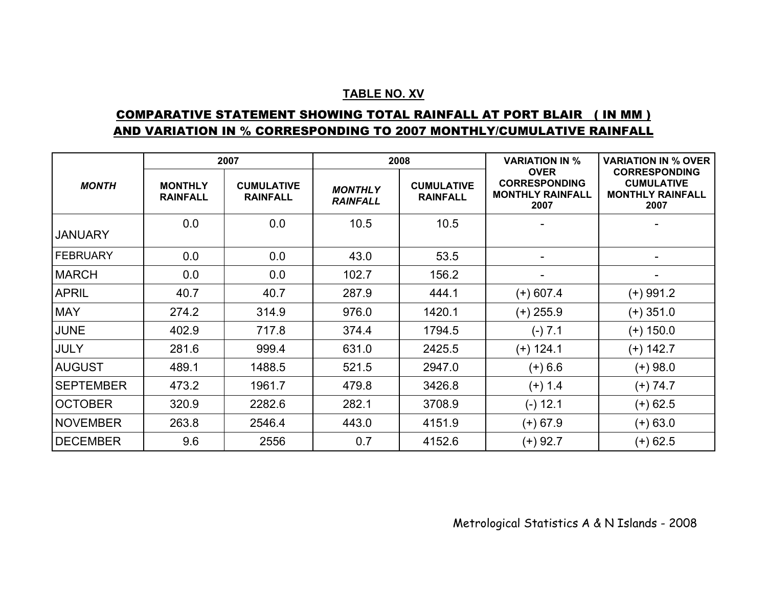**TABLE NO. XV**

**COMPARATIVE STATEMENT SHOWING TOTAL RAINFALL AT PORT BLAIR ( IN MM ) AND VARIATION IN % CORRESPONDING TO 2007 MONTHLY/CUMULATIVE RAINFALL**

| *MONTH* | 2007 | | 2008 | | VARIATION IN % OVER CORRESPONDING MONTHLY RAINFALL 2007 | VARIATION IN % OVER CORRESPONDING CUMULATIVE MONTHLY RAINFALL 2007 |
|---|---|---|---|---|---|---|
| | MONTHLY RAINFALL | CUMULATIVE RAINFALL | *MONTHLY RAINFALL* | CUMULATIVE RAINFALL | | |
| JANUARY | 0.0 | 0.0 | 10.5 | 10.5 | - | - |
| FEBRUARY | 0.0 | 0.0 | 43.0 | 53.5 | - | - |
| MARCH | 0.0 | 0.0 | 102.7 | 156.2 | - | - |
| APRIL | 40.7 | 40.7 | 287.9 | 444.1 | (+) 607.4 | (+) 991.2 |
| MAY | 274.2 | 314.9 | 976.0 | 1420.1 | (+) 255.9 | (+) 351.0 |
| JUNE | 402.9 | 717.8 | 374.4 | 1794.5 | (-) 7.1 | (+) 150.0 |
| JULY | 281.6 | 999.4 | 631.0 | 2425.5 | (+) 124.1 | (+) 142.7 |
| AUGUST | 489.1 | 1488.5 | 521.5 | 2947.0 | (+) 6.6 | (+) 98.0 |
| SEPTEMBER | 473.2 | 1961.7 | 479.8 | 3426.8 | (+) 1.4 | (+) 74.7 |
| OCTOBER | 320.9 | 2282.6 | 282.1 | 3708.9 | (-) 12.1 | (+) 62.5 |
| NOVEMBER | 263.8 | 2546.4 | 443.0 | 4151.9 | (+) 67.9 | (+) 63.0 |
| DECEMBER | 9.6 | 2556 | 0.7 | 4152.6 | (+) 92.7 | (+) 62.5 |